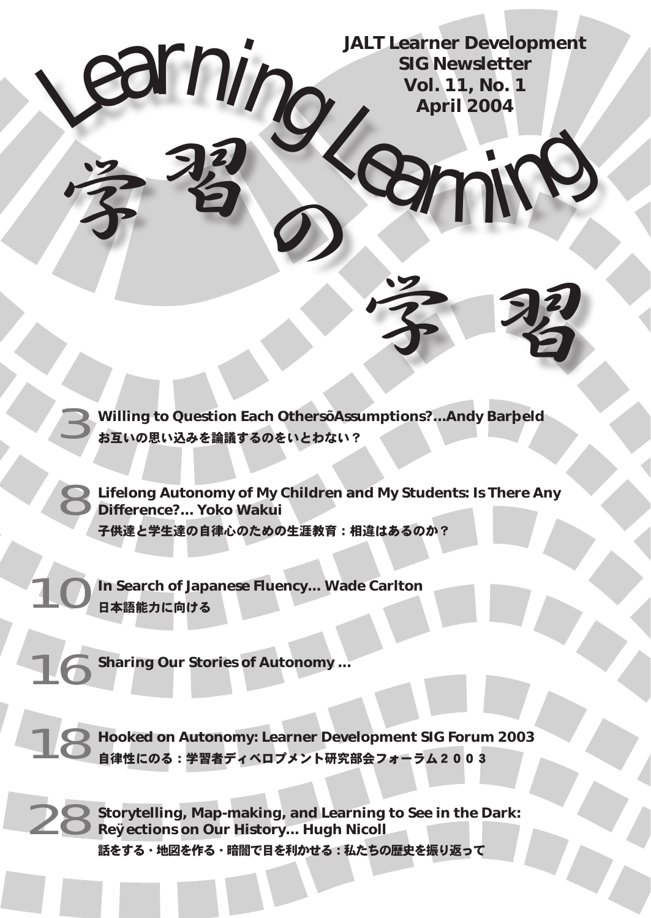# Learning Learning

# 学習の学習

**JALT Learner Development SIG Newsletter**
**Vol. 11, No. 1**
**April 2004**

3 **Willing to Question Each OthersõAssumptions?...Andy Barþeld**
**お互いの思い込みを論議するのをいとわない？**

8 **Lifelong Autonomy of My Children and My Students: Is There Any Difference?... Yoko Wakui**
**子供達と学生達の自律心のための生涯教育：相違はあるのか？**

10 **In Search of Japanese Fluency... Wade Carlton**
**日本語能力に向ける**

16 **Sharing Our Stories of Autonomy ...**

18 **Hooked on Autonomy: Learner Development SIG Forum 2003**
**自律性にのる：学習者ディベロプメント研究部会フォーラム２００３**

28 **Storytelling, Map-making, and Learning to See in the Dark: Reÿections on Our History... Hugh Nicoll**
**話をする・地図を作る・暗闇で目を利かせる：私たちの歴史を振り返って**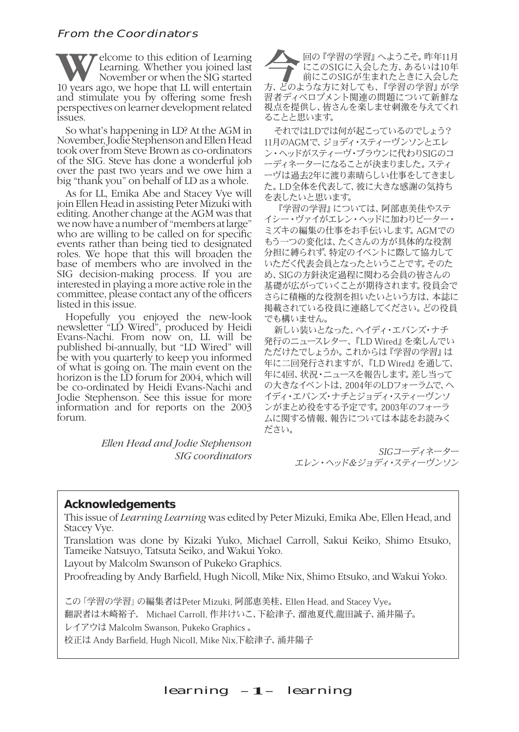## From the Coordinators

Welcome to this edition of Learning Learning. Whether you joined last November or when the SIG started 10 years ago, we hope that LL will entertain and stimulate you by offering some fresh perspectives on learner development related issues.

So what's happening in LD? At the AGM in November, Jodie Stephenson and Ellen Head took over from Steve Brown as co-ordinators of the SIG. Steve has done a wonderful job over the past two years and we owe him a big "thank you" on behalf of LD as a whole.

As for LL, Emika Abe and Stacey Vye will join Ellen Head in assisting Peter Mizuki with editing. Another change at the AGM was that we now have a number of "members at large" who are willing to be called on for specific events rather than being tied to designated roles. We hope that this will broaden the base of members who are involved in the SIG decision-making process. If you are interested in playing a more active role in the committee, please contact any of the officers listed in this issue.

Hopefully you enjoyed the new-look newsletter "LD Wired", produced by Heidi Evans-Nachi. From now on, LL will be published bi-annually, but "LD Wired" will be with you quarterly to keep you informed of what is going on. The main event on the horizon is the LD forum for 2004, which will be co-ordinated by Heidi Evans-Nachi and Jodie Stephenson. See this issue for more information and for reports on the 2003 forum.

*Ellen Head and Jodie Stephenson*
*SIG coordinators*

今回の『学習の学習』へようこそ。昨年11月にこのSIGに入会した方、あるいは10年前にこのSIGが生まれたときに入会した方、どのような方に対しても、『学習の学習』が学習者ディベロプメント関連の問題について新鮮な視点を提供し、皆さんを楽しませ刺激を与えてくれることと思います。

それではLDでは何が起こっているのでしょう？11月のAGMで、ジョディ・スティーヴンソンとエレン・ヘッドがスティーヴ・ブラウンに代わりSIGのコーディネーターになることが決まりました。スティーヴは過去2年に渡り素晴らしい仕事をしてきました。LD全体を代表して、彼に大きな感謝の気持ちを表したいと思います。

『学習の学習』については、阿部恵美佳やステイシー・ヴァイがエレン・ヘッドに加わりピーター・ミズキの編集の仕事をお手伝いします。AGMでのもう一つの変化は、たくさんの方が具体的な役割分担に縛られず、特定のイベントに際して協力していただく代表会員となったということです。そのため、SIGの方針決定過程に関わる会員の皆さんの基礎が広がっていくことが期待されます。役員会でさらに積極的な役割を担いたいという方は、本誌に掲載されている役員に連絡してください。どの役員でも構いません。

新しい装いとなった、ヘイディ・エバンズ・ナチ発行のニュースレター、『LD Wired』を楽しんでいただけたでしょうか。これからは『学習の学習』は年に二回発行されますが、『LD Wired』を通して、年に4回、状況・ニュースを報告します。差し当っての大きなイベントは、2004年のLDフォーラムで、ヘイディ・エバンズ・ナチとジョディ・スティーヴンソンがまとめ役をする予定です。2003年のフォーラムに関する情報、報告については本誌をお読みください。

*SIGコーディネーター*
*エレン・ヘッド&ジョディ・スティーヴンソン*

### Acknowledgements

This issue of *Learning Learning* was edited by Peter Mizuki, Emika Abe, Ellen Head, and Stacey Vye.

Translation was done by Kizaki Yuko, Michael Carroll, Sakui Keiko, Shimo Etsuko, Tameike Natsuyo, Tatsuta Seiko, and Wakui Yoko.

Layout by Malcolm Swanson of Pukeko Graphics.

Proofreading by Andy Barfield, Hugh Nicoll, Mike Nix, Shimo Etsuko, and Wakui Yoko.

この「学習の学習」の編集者はPeter Mizuki, 阿部恵美桂、Ellen Head, and Stacey Vye。

翻訳者は木崎裕子、 Michael Carroll, 作井けいこ、下絵津子、溜池夏代,龍田誠子、涌井陽子。

レイアウトは Malcolm Swanson, Pukeko Graphics 。

校正は Andy Barfield, Hugh Nicoll, Mike Nix,下絵津子、涌井陽子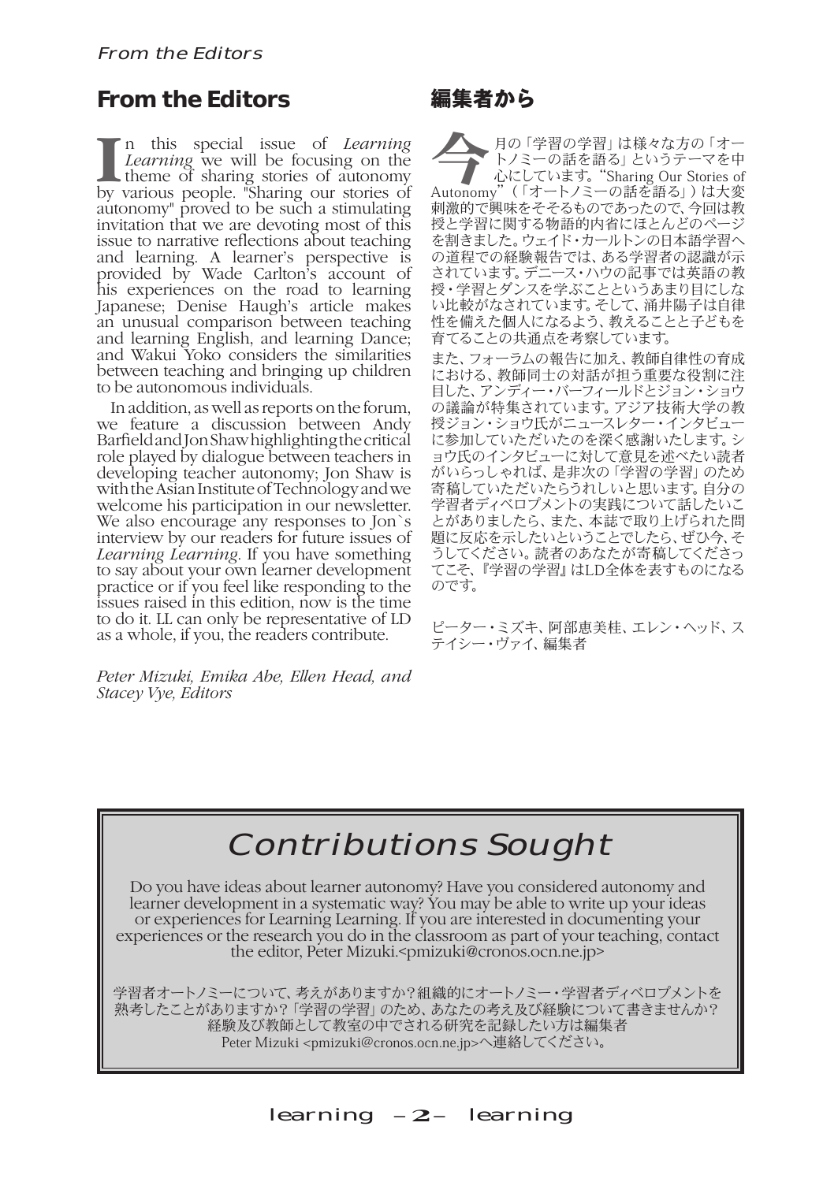## From the Editors

In this special issue of *Learning Learning* we will be focusing on the theme of sharing stories of autonomy by various people. "Sharing our stories of autonomy" proved to be such a stimulating invitation that we are devoting most of this issue to narrative reflections about teaching and learning. A learner's perspective is provided by Wade Carlton's account of his experiences on the road to learning Japanese; Denise Haugh's article makes an unusual comparison between teaching and learning English, and learning Dance; and Wakui Yoko considers the similarities between teaching and bringing up children to be autonomous individuals.

In addition, as well as reports on the forum, we feature a discussion between Andy Barfield and Jon Shaw highlighting the critical role played by dialogue between teachers in developing teacher autonomy; Jon Shaw is with the Asian Institute of Technology and we welcome his participation in our newsletter. We also encourage any responses to Jon`s interview by our readers for future issues of *Learning Learning*. If you have something to say about your own learner development practice or if you feel like responding to the issues raised in this edition, now is the time to do it. LL can only be representative of LD as a whole, if you, the readers contribute.

*Peter Mizuki, Emika Abe, Ellen Head, and Stacey Vye, Editors*

## 編集者から

今月の「学習の学習」は様々な方の「オートノミーの話を語る」というテーマを中心にしています。"Sharing Our Stories of Autonomy"（「オートノミーの話を語る」）は大変刺激的で興味をそそるものであったので、今回は教授と学習に関する物語的内省にほとんどのページを割きました。ウェイド・カールトンの日本語学習への道程での経験報告では、ある学習者の認識が示されています。デニース・ハウの記事では英語の教授・学習とダンスを学ぶことというあまり目にしない比較がなされています。そして、涌井陽子は自律性を備えた個人になるよう、教えることと子どもを育てることの共通点を考察しています。

また、フォーラムの報告に加え、教師自律性の育成における、教師同士の対話が担う重要な役割に注目した、アンディー・バーフィールドとジョン・ショウの議論が特集されています。アジア技術大学の教授ジョン・ショウ氏がニュースレター・インタビューに参加していただいたのを深く感謝いたします。ショウ氏のインタビューに対して意見を述べたい読者がいらっしゃれば、是非次の「学習の学習」のため寄稿していただいたらうれしいと思います。自分の学習者ディベロプメントの実践について話したいことがありましたら、また、本誌で取り上げられた問題に反応を示したいということでしたら、ぜひ今、そうしてください。読者のあなたが寄稿してくださってこそ、『学習の学習』はLD全体を表すものになるのです。

ピーター・ミズキ、阿部恵美桂、エレン・ヘッド、ステイシー・ヴァイ、編集者

## Contributions Sought

Do you have ideas about learner autonomy? Have you considered autonomy and learner development in a systematic way? You may be able to write up your ideas or experiences for Learning Learning. If you are interested in documenting your experiences or the research you do in the classroom as part of your teaching, contact the editor, Peter Mizuki.<pmizuki@cronos.ocn.ne.jp>

学習者オートノミーについて、考えがありますか？組織的にオートノミー・学習者ディベロプメントを熟考したことがありますか？「学習の学習」のため、あなたの考え及び経験について書きませんか？経験及び教師として教室の中でされる研究を記録したい方は編集者 Peter Mizuki <pmizuki@cronos.ocn.ne.jp>へ連絡してください。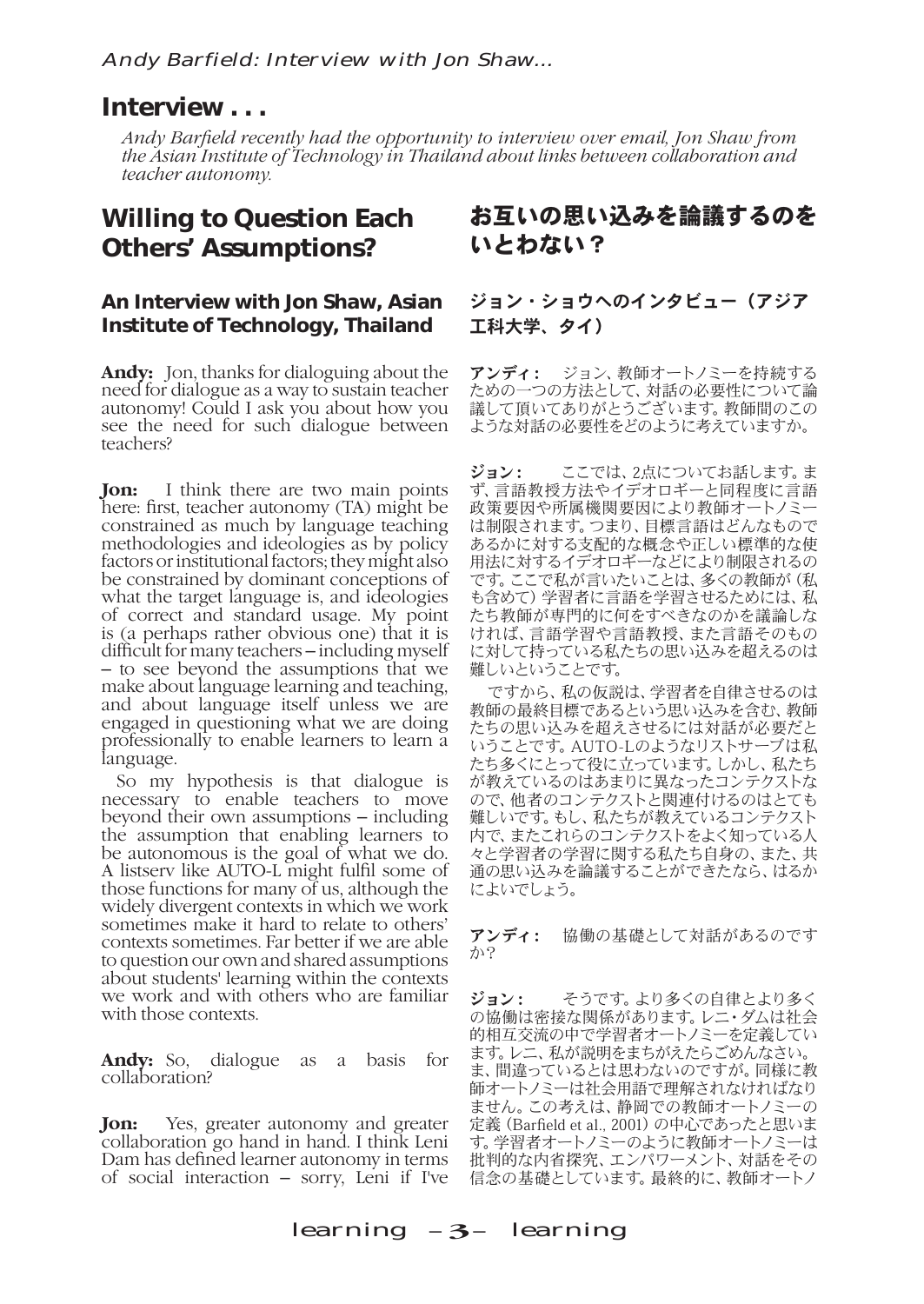## Interview . . .

*Andy Barfield recently had the opportunity to interview over email, Jon Shaw from the Asian Institute of Technology in Thailand about links between collaboration and teacher autonomy.*

# Willing to Question Each Others' Assumptions?

### An Interview with Jon Shaw, Asian Institute of Technology, Thailand

**Andy:** Jon, thanks for dialoguing about the need for dialogue as a way to sustain teacher autonomy! Could I ask you about how you see the need for such dialogue between teachers?

**Jon:** I think there are two main points here: first, teacher autonomy (TA) might be constrained as much by language teaching methodologies and ideologies as by policy factors or institutional factors; they might also be constrained by dominant conceptions of what the target language is, and ideologies of correct and standard usage. My point is (a perhaps rather obvious one) that it is difficult for many teachers – including myself – to see beyond the assumptions that we make about language learning and teaching, and about language itself unless we are engaged in questioning what we are doing professionally to enable learners to learn a language.

So my hypothesis is that dialogue is necessary to enable teachers to move beyond their own assumptions – including the assumption that enabling learners to be autonomous is the goal of what we do. A listserv like AUTO-L might fulfil some of those functions for many of us, although the widely divergent contexts in which we work sometimes make it hard to relate to others' contexts sometimes. Far better if we are able to question our own and shared assumptions about students' learning within the contexts we work and with others who are familiar with those contexts.

**Andy:** So, dialogue as a basis for collaboration?

**Jon:** Yes, greater autonomy and greater collaboration go hand in hand. I think Leni Dam has defined learner autonomy in terms of social interaction – sorry, Leni if I've

# お互いの思い込みを論議するのをいとわない？

### ジョン・ショウへのインタビュー（アジア工科大学、タイ）

**アンディ：** ジョン、教師オートノミーを持続するための一つの方法として、対話の必要性について論議して頂いてありがとうございます。教師間のこのような対話の必要性をどのように考えていますか。

**ジョン：** ここでは、2点についてお話します。まず、言語教授方法やイデオロギーと同程度に言語政策要因や所属機関要因により教師オートノミーは制限されます。つまり、目標言語はどんなものであるかに対する支配的な概念や正しい標準的な使用法に対するイデオロギーなどにより制限されるのです。ここで私が言いたいことは、多くの教師が（私も含めて）学習者に言語を学習させるためには、私たち教師が専門的に何をすべきなのかを議論しなければ、言語学習や言語教授、また言語そのものに対して持っている私たちの思い込みを超えるのは難しいということです。

ですから、私の仮説は、学習者を自律させるのは教師の最終目標であるという思い込みを含む、教師たちの思い込みを超えさせるには対話が必要だということです。AUTO-Lのようなリストサーブは私たち多くにとって役に立っています。しかし、私たちが教えているのはあまりに異なったコンテクストなので、他者のコンテクストと関連付けるのはとても難しいです。もし、私たちが教えているコンテクスト内で、またこれらのコンテクストをよく知っている人々と学習者の学習に関する私たち自身の、また、共通の思い込みを論議することができたなら、はるかによいでしょう。

**アンディ：** 協働の基礎として対話があるのですか？

**ジョン：** そうです。より多くの自律とより多くの協働は密接な関係があります。レニ・ダムは社会的相互交流の中で学習者オートノミーを定義しています。レニ、私が説明をまちがえたらごめんなさい。ま、間違っているとは思わないのですが。同様に教師オートノミーは社会用語で理解されなければなりません。この考えは、静岡での教師オートノミーの定義（Barfield et al., 2001）の中心であったと思います。学習者オートノミーのように教師オートノミーは批判的な内省探究、エンパワーメント、対話をその信念の基礎としています。最終的に、教師オートノ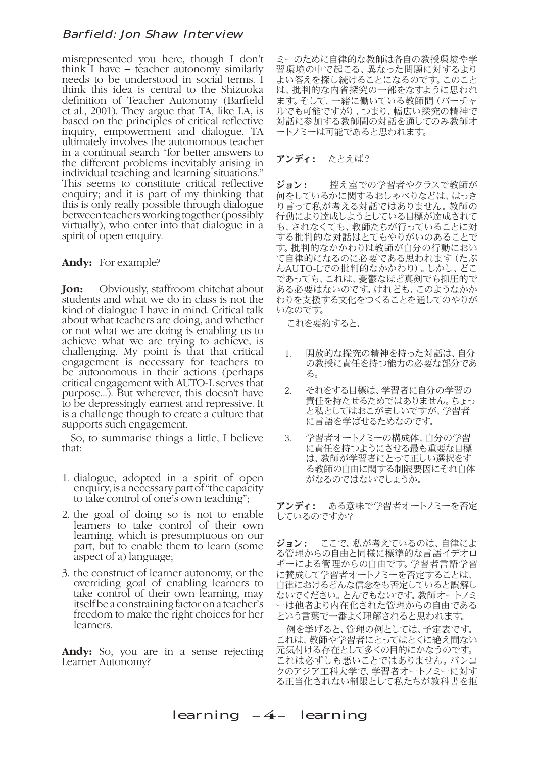misrepresented you here, though I don't think I have – teacher autonomy similarly needs to be understood in social terms. I think this idea is central to the Shizuoka definition of Teacher Autonomy (Barfield et al., 2001). They argue that TA, like LA, is based on the principles of critical reflective inquiry, empowerment and dialogue. TA ultimately involves the autonomous teacher in a continual search "for better answers to the different problems inevitably arising in individual teaching and learning situations." This seems to constitute critical reflective enquiry; and it is part of my thinking that this is only really possible through dialogue between teachers working together (possibly virtually), who enter into that dialogue in a spirit of open enquiry.

**Andy:** For example?

**Jon:** Obviously, staffroom chitchat about students and what we do in class is not the kind of dialogue I have in mind. Critical talk about what teachers are doing, and whether or not what we are doing is enabling us to achieve what we are trying to achieve, is challenging. My point is that that critical engagement is necessary for teachers to be autonomous in their actions (perhaps critical engagement with AUTO-L serves that purpose...). But wherever, this doesn't have to be depressingly earnest and repressive. It is a challenge though to create a culture that supports such engagement.

So, to summarise things a little, I believe that:

1. dialogue, adopted in a spirit of open enquiry, is a necessary part of "the capacity to take control of one's own teaching";
2. the goal of doing so is not to enable learners to take control of their own learning, which is presumptuous on our part, but to enable them to learn (some aspect of a) language;
3. the construct of learner autonomy, or the overriding goal of enabling learners to take control of their own learning, may itself be a constraining factor on a teacher's freedom to make the right choices for her learners.

**Andy:** So, you are in a sense rejecting Learner Autonomy?

ミーのために自律的な教師は各自の教授環境や学習環境の中で起こる、異なった問題に対するよりよい答えを探し続けることになるのです。このことは、批判的な内省探究の一部をなすように思われます。そして、一緒に働いている教師間（バーチャルでも可能ですが）、つまり、幅広い探究の精神で対話に参加する教師間の対話を通してのみ教師オートノミーは可能であると思われます。

**アンディ：** たとえば？

**ジョン：** 控え室での学習者やクラスで教師が何をしているかに関するおしゃべりなどは、はっきり言って私が考える対話ではありません。教師の行動により達成しようとしている目標が達成されても、されなくても、教師たちが行っていることに対する批判的な対話はとてもやりがいのあることです。批判的なかかわりは教師が自分の行動において自律的になるのに必要であると思われます（たぶんAUTO-Lでの批判的なかかわり）。しかし、どこであっても、これは、憂鬱なほど真剣でも抑圧的である必要はないのです。けれども、このようなかかわりを支援する文化をつくることを通してのやりがいなのです。

これを要約すると、

1. 開放的な探究の精神を持った対話は、自分の教授に責任を持つ能力の必要な部分である。
2. それをする目標は、学習者に自分の学習の責任を持たせるためではありません。ちょっと私としてはおこがましいですが、学習者に言語を学ばせるためなのです。
3. 学習者オートノミーの構成体、自分の学習に責任を持つようにさせる最も重要な目標は、教師が学習者にとって正しい選択をする教師の自由に関する制限要因にそれ自体がなるのではないでしょうか。

**アンディ：** ある意味で学習者オートノミーを否定しているのですか？

**ジョン：** ここで、私が考えているのは、自律による管理からの自由と同様に標準的な言語イデオロギーによる管理からの自由です。学習者言語学習に賛成して学習者オートノミーを否定することは、自律におけるどんな信念をも否定していると誤解しないでください。とんでもないです。教師オートノミーは他者より内在化された管理からの自由であるという言葉で一番よく理解されると思われます。

例を挙げると、管理の例としては、予定表です。これは、教師や学習者にとってはとくに絶え間ない元気付ける存在として多くの目的にかなうのです。これは必ずしも悪いことではありません。バンコクのアジア工科大学で、学習者オートノミーに対する正当化されない制限として私たちが教科書を拒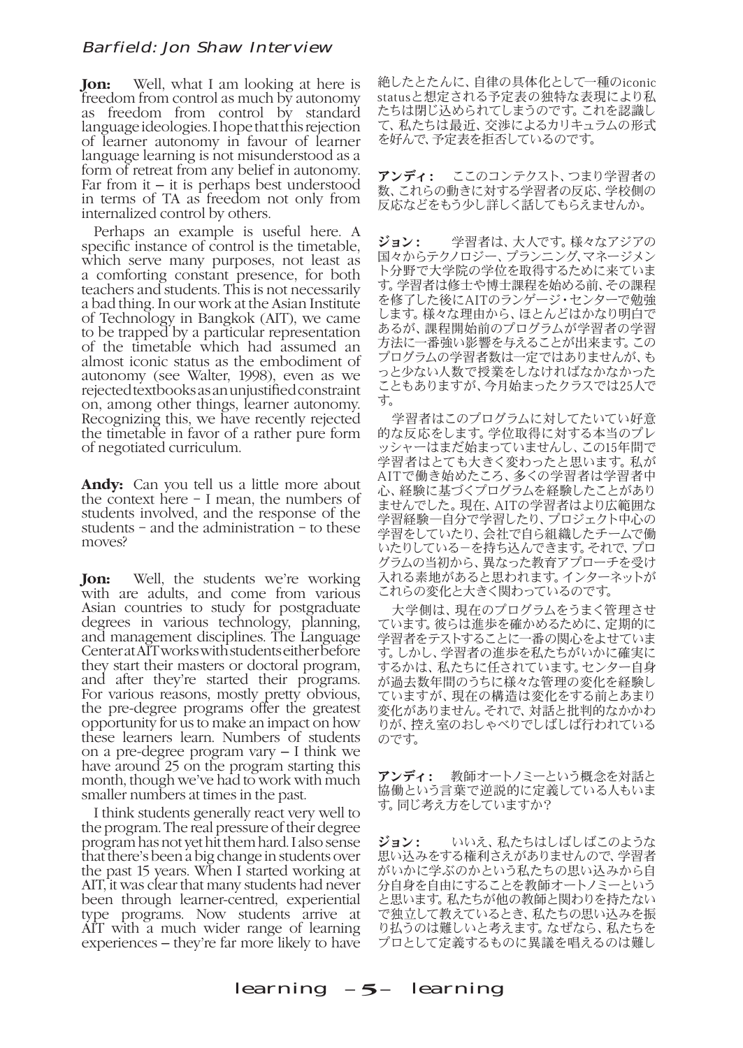**Jon:** Well, what I am looking at here is freedom from control as much by autonomy as freedom from control by standard language ideologies. I hope that this rejection of learner autonomy in favour of learner language learning is not misunderstood as a form of retreat from any belief in autonomy. Far from it – it is perhaps best understood in terms of TA as freedom not only from internalized control by others.

Perhaps an example is useful here. A specific instance of control is the timetable, which serve many purposes, not least as a comforting constant presence, for both teachers and students. This is not necessarily a bad thing. In our work at the Asian Institute of Technology in Bangkok (AIT), we came to be trapped by a particular representation of the timetable which had assumed an almost iconic status as the embodiment of autonomy (see Walter, 1998), even as we rejected textbooks as an unjustified constraint on, among other things, learner autonomy. Recognizing this, we have recently rejected the timetable in favor of a rather pure form of negotiated curriculum.

**Andy:** Can you tell us a little more about the context here – I mean, the numbers of students involved, and the response of the students – and the administration – to these moves?

**Jon:** Well, the students we're working with are adults, and come from various Asian countries to study for postgraduate degrees in various technology, planning, and management disciplines. The Language Center at AIT works with students either before they start their masters or doctoral program, and after they're started their programs. For various reasons, mostly pretty obvious, the pre-degree programs offer the greatest opportunity for us to make an impact on how these learners learn. Numbers of students on a pre-degree program vary – I think we have around 25 on the program starting this month, though we've had to work with much smaller numbers at times in the past.

I think students generally react very well to the program. The real pressure of their degree program has not yet hit them hard. I also sense that there's been a big change in students over the past 15 years. When I started working at AIT, it was clear that many students had never been through learner-centred, experiential type programs. Now students arrive at AIT with a much wider range of learning experiences – they're far more likely to have

絶したとたんに、自律の具体化として一種のiconic statusと想定される予定表の独特な表現により私たちは閉じ込められてしまうのです。これを認識して、私たちは最近、交渉によるカリキュラムの形式を好んで、予定表を拒否しているのです。

**アンディ：** ここのコンテクスト、つまり学習者の数、これらの動きに対する学習者の反応、学校側の反応などをもう少し詳しく話してもらえませんか。

**ジョン：** 学習者は、大人です。様々なアジアの国々からテクノロジー、プランニング、マネージメント分野で大学院の学位を取得するために来ています。学習者は修士や博士課程を始める前、その課程を修了した後にAITのランゲージ・センターで勉強します。様々な理由から、ほとんどはかなり明白であるが、課程開始前のプログラムが学習者の学習方法に一番強い影響を与えることが出来ます。このプログラムの学習者数は一定ではありませんが、もっと少ない人数で授業をしなければなかなかったこともありますが、今月始まったクラスでは25人です。

学習者はこのプログラムに対してたいてい好意的な反応をします。学位取得に対する本当のプレッシャーはまだ始まっていませんし、この15年間で学習者はとても大きく変わったと思います。私がAITで働き始めたころ、多くの学習者は学習者中心、経験に基づくプログラムを経験したことがありませんでした。現在、AITの学習者はより広範囲な学習経験―自分で学習したり、プロジェクト中心の学習をしていたり、会社で自ら組織したチームで働いたりしている―を持ち込んできます。それで、プログラムの当初から、異なった教育アプローチを受け入れる素地があると思われます。インターネットがこれらの変化と大きく関わっているのです。

大学側は、現在のプログラムをうまく管理させています。彼らは進歩を確かめるために、定期的に学習者をテストすることに一番の関心をよせています。しかし、学習者の進歩を私たちがいかに確実にするかは、私たちに任されています。センター自身が過去数年間のうちに様々な管理の変化を経験していますが、現在の構造は変化をする前とあまり変化がありません。それで、対話と批判的なかかわりが、控え室のおしゃべりでしばしば行われているのです。

**アンディ：** 教師オートノミーという概念を対話と協働という言葉で逆説的に定義している人もいます。同じ考え方をしていますか？

**ジョン：** いいえ、私たちはしばしばこのような思い込みをする権利さえありませんので、学習者がいかに学ぶのかという私たちの思い込みから自分自身を自由にすることを教師オートノミーというと思います。私たちが他の教師と関わりを持たないで独立して教えているとき、私たちの思い込みを振り払うのは難しいと考えます。なぜなら、私たちをプロとして定義するものに異議を唱えるのは難し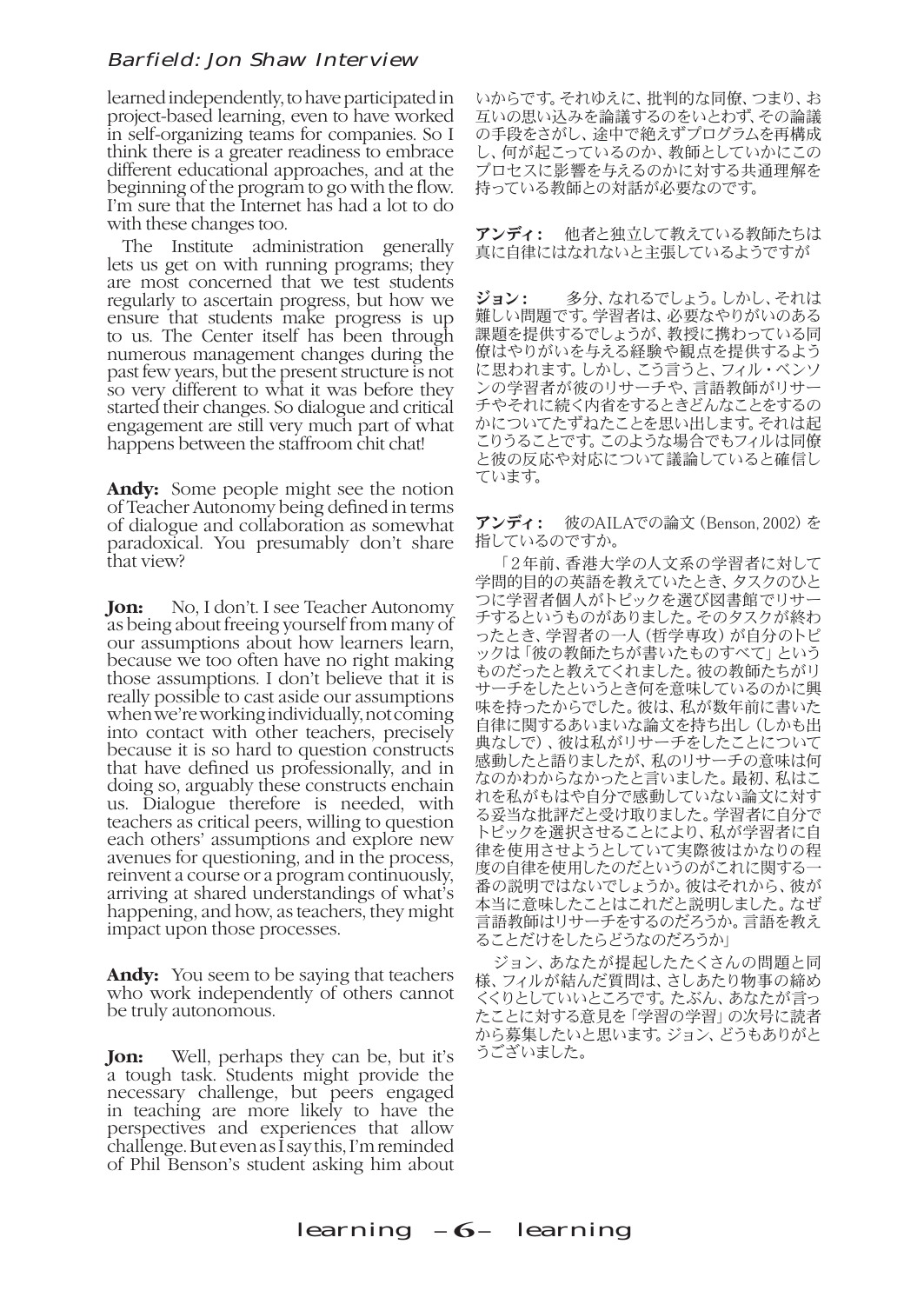learned independently, to have participated in project-based learning, even to have worked in self-organizing teams for companies. So I think there is a greater readiness to embrace different educational approaches, and at the beginning of the program to go with the flow. I'm sure that the Internet has had a lot to do with these changes too.

The Institute administration generally lets us get on with running programs; they are most concerned that we test students regularly to ascertain progress, but how we ensure that students make progress is up to us. The Center itself has been through numerous management changes during the past few years, but the present structure is not so very different to what it was before they started their changes. So dialogue and critical engagement are still very much part of what happens between the staffroom chit chat!

**Andy:** Some people might see the notion of Teacher Autonomy being defined in terms of dialogue and collaboration as somewhat paradoxical. You presumably don't share that view?

**Jon:** No, I don't. I see Teacher Autonomy as being about freeing yourself from many of our assumptions about how learners learn, because we too often have no right making those assumptions. I don't believe that it is really possible to cast aside our assumptions when we're working individually, not coming into contact with other teachers, precisely because it is so hard to question constructs that have defined us professionally, and in doing so, arguably these constructs enchain us. Dialogue therefore is needed, with teachers as critical peers, willing to question each others' assumptions and explore new avenues for questioning, and in the process, reinvent a course or a program continuously, arriving at shared understandings of what's happening, and how, as teachers, they might impact upon those processes.

**Andy:** You seem to be saying that teachers who work independently of others cannot be truly autonomous.

**Jon:** Well, perhaps they can be, but it's a tough task. Students might provide the necessary challenge, but peers engaged in teaching are more likely to have the perspectives and experiences that allow challenge. But even as I say this, I'm reminded of Phil Benson's student asking him about

いからです。それゆえに、批判的な同僚、つまり、お互いの思い込みを論議するのをいとわず、その論議の手段をさがし、途中で絶えずプログラムを再構成し、何が起こっているのか、教師としていかにこのプロセスに影響を与えるのかに対する共通理解を持っている教師との対話が必要なのです。

**アンディ：** 他者と独立して教えている教師たちは真に自律的にはなれないと主張しているようですが

**ジョン：** 多分、なれるでしょう。しかし、それは難しい問題です。学習者は、必要なやりがいのある課題を提供するでしょうが、教授に携わっている同僚はやりがいを与える経験や観点を提供するように思われます。しかし、こう言うと、フィル・ベンソンの学習者が彼のリサーチや、言語教師がリサーチやそれに続く内省をするときどんなことをするのかについてたずねたことを思い出します。それは起こりうることです。このような場合でもフィルは同僚と彼の反応や対応について議論していると確信しています。

**アンディ：** 彼のAILAでの論文（Benson, 2002）を指しているのですか。

「２年前、香港大学の人文系の学習者に対して学問的目的の英語を教えていたとき、タスクのひとつに学習者個人がトピックを選び図書館でリサーチするというものがありました。そのタスクが終わったとき、学習者の一人（哲学専攻）が自分のトピックは「彼の教師たちが書いたものすべて」というものだったと教えてくれました。彼の教師たちがリサーチをしたというとき何を意味しているのかに興味を持ったからでした。彼は、私が数年前に書いた自律に関するあいまいな論文を持ち出し（しかも出典なしで）、彼は私がリサーチをしたことについて感動したと語りましたが、私のリサーチの意味は何なのかわからなかったと言いました。最初、私はこれを私がもはや自分で感動していない論文に対する妥当な批評だと受け取りました。学習者に自分でトピックを選択させることにより、私が学習者に自律を使用させようとしていて実際彼はかなりの程度の自律を使用したのだというのがこれに関する一番の説明ではないでしょうか。彼はそれから、彼が本当に意味したことはこれだと説明しました。なぜ言語教師はリサーチをするのだろうか。言語を教えることだけをしたらどうなのだろうか」

ジョン、あなたが提起したたくさんの問題と同様、フィルが結んだ質問は、さしあたり物事の締めくくりとしていいところです。たぶん、あなたが言ったことに対する意見を「学習の学習」の次号に読者から募集したいと思います。ジョン、どうもありがとうございました。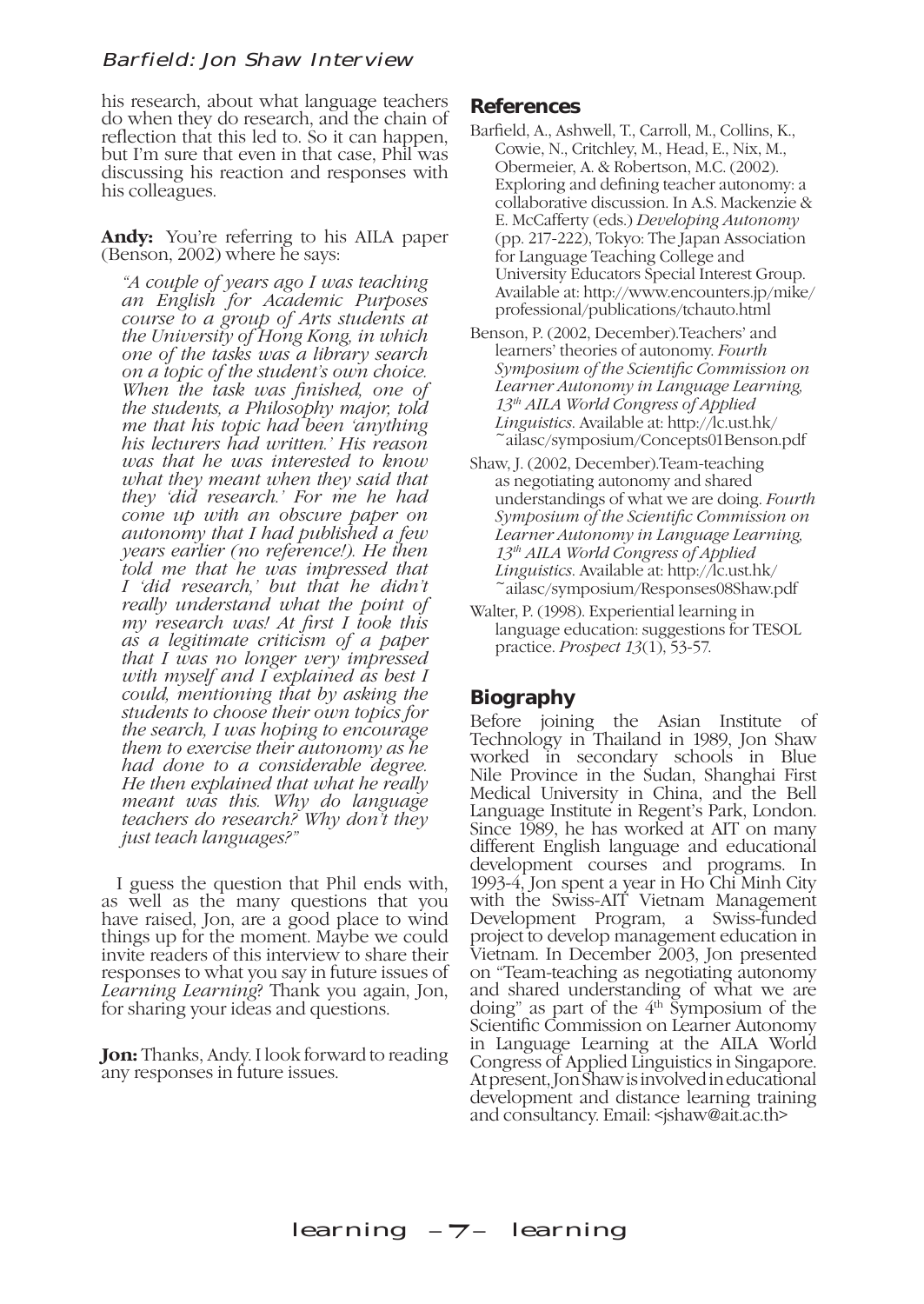his research, about what language teachers do when they do research, and the chain of reflection that this led to. So it can happen, but I'm sure that even in that case, Phil was discussing his reaction and responses with his colleagues.

**Andy:** You're referring to his AILA paper (Benson, 2002) where he says:

> *"A couple of years ago I was teaching an English for Academic Purposes course to a group of Arts students at the University of Hong Kong, in which one of the tasks was a library search on a topic of the student's own choice. When the task was finished, one of the students, a Philosophy major, told me that his topic had been 'anything his lecturers had written.' His reason was that he was interested to know what they meant when they said that they 'did research.' For me he had come up with an obscure paper on autonomy that I had published a few years earlier (no reference!). He then told me that he was impressed that I 'did research,' but that he didn't really understand what the point of my research was! At first I took this as a legitimate criticism of a paper that I was no longer very impressed with myself and I explained as best I could, mentioning that by asking the students to choose their own topics for the search, I was hoping to encourage them to exercise their autonomy as he had done to a considerable degree. He then explained that what he really meant was this. Why do language teachers do research? Why don't they just teach languages?"*

I guess the question that Phil ends with, as well as the many questions that you have raised, Jon, are a good place to wind things up for the moment. Maybe we could invite readers of this interview to share their responses to what you say in future issues of *Learning Learning*? Thank you again, Jon, for sharing your ideas and questions.

**Jon:** Thanks, Andy. I look forward to reading any responses in future issues.

## References

Barfield, A., Ashwell, T., Carroll, M., Collins, K., Cowie, N., Critchley, M., Head, E., Nix, M., Obermeier, A. & Robertson, M.C. (2002). Exploring and defining teacher autonomy: a collaborative discussion. In A.S. Mackenzie & E. McCafferty (eds.) *Developing Autonomy* (pp. 217-222), Tokyo: The Japan Association for Language Teaching College and University Educators Special Interest Group. Available at: http://www.encounters.jp/mike/professional/publications/tchauto.html

Benson, P. (2002, December).Teachers' and learners' theories of autonomy. *Fourth Symposium of the Scientific Commission on Learner Autonomy in Language Learning, 13th AILA World Congress of Applied Linguistics*. Available at: http://lc.ust.hk/~ailasc/symposium/Concepts01Benson.pdf

Shaw, J. (2002, December).Team-teaching as negotiating autonomy and shared understandings of what we are doing. *Fourth Symposium of the Scientific Commission on Learner Autonomy in Language Learning, 13th AILA World Congress of Applied Linguistics*. Available at: http://lc.ust.hk/~ailasc/symposium/Responses08Shaw.pdf

Walter, P. (1998). Experiential learning in language education: suggestions for TESOL practice. *Prospect 13*(1), 53-57.

## Biography

Before joining the Asian Institute of Technology in Thailand in 1989, Jon Shaw worked in secondary schools in Blue Nile Province in the Sudan, Shanghai First Medical University in China, and the Bell Language Institute in Regent's Park, London. Since 1989, he has worked at AIT on many different English language and educational development courses and programs. In 1993-4, Jon spent a year in Ho Chi Minh City with the Swiss-AIT Vietnam Management Development Program, a Swiss-funded project to develop management education in Vietnam. In December 2003, Jon presented on "Team-teaching as negotiating autonomy and shared understanding of what we are doing" as part of the 4th Symposium of the Scientific Commission on Learner Autonomy in Language Learning at the AILA World Congress of Applied Linguistics in Singapore. At present, Jon Shaw is involved in educational development and distance learning training and consultancy. Email: <jshaw@ait.ac.th>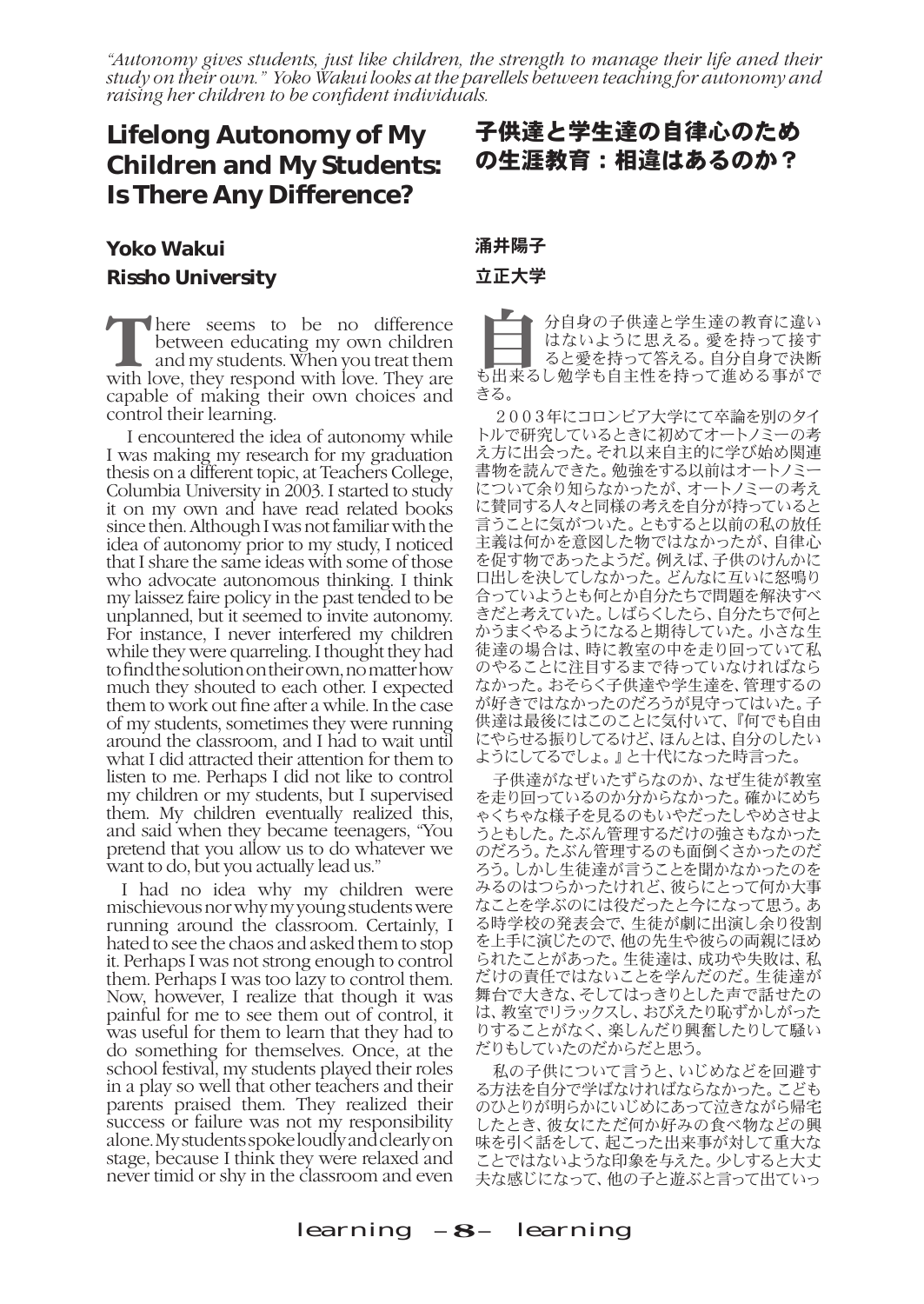*"Autonomy gives students, just like children, the strength to manage their life aned their study on their own." Yoko Wakui looks at the parellels between teaching for autonomy and raising her children to be confident individuals.*

# Lifelong Autonomy of My Children and My Students: Is There Any Difference?

**Yoko Wakui**
**Rissho University**

There seems to be no difference between educating my own children and my students. When you treat them with love, they respond with love. They are capable of making their own choices and control their learning.

I encountered the idea of autonomy while I was making my research for my graduation thesis on a different topic, at Teachers College, Columbia University in 2003. I started to study it on my own and have read related books since then. Although I was not familiar with the idea of autonomy prior to my study, I noticed that I share the same ideas with some of those who advocate autonomous thinking. I think my laissez faire policy in the past tended to be unplanned, but it seemed to invite autonomy. For instance, I never interfered my children while they were quarreling. I thought they had to find the solution on their own, no matter how much they shouted to each other. I expected them to work out fine after a while. In the case of my students, sometimes they were running around the classroom, and I had to wait until what I did attracted their attention for them to listen to me. Perhaps I did not like to control my children or my students, but I supervised them. My children eventually realized this, and said when they became teenagers, "You pretend that you allow us to do whatever we want to do, but you actually lead us."

I had no idea why my children were mischievous nor why my young students were running around the classroom. Certainly, I hated to see the chaos and asked them to stop it. Perhaps I was not strong enough to control them. Perhaps I was too lazy to control them. Now, however, I realize that though it was painful for me to see them out of control, it was useful for them to learn that they had to do something for themselves. Once, at the school festival, my students played their roles in a play so well that other teachers and their parents praised them. They realized their success or failure was not my responsibility alone. My students spoke loudly and clearly on stage, because I think they were relaxed and never timid or shy in the classroom and even

# 子供達と学生達の自律心のための生涯教育：相違はあるのか？

**涌井陽子**
**立正大学**

自分自身の子供達と学生達の教育に違いはないように思える。愛を持って接すると愛を持って答える。自分自身で決断も出来るし勉学も自主性を持って進める事ができる。

２００３年にコロンビア大学にて卒論を別のタイトルで研究しているときに初めてオートノミーの考え方に出会った。それ以来自主的に学び始め関連書物を読んできた。勉強をする以前はオートノミーについて余り知らなかったが、オートノミーの考えに賛同する人々と同様の考えを自分が持っていると言うことに気がついた。ともすると以前の私の放任主義は何かを意図した物ではなかったが、自律心を促す物であったようだ。例えば、子供のけんかに口出しを決してしなかった。どんなに互いに怒鳴り合っていようとも何とか自分たちで問題を解決すべきだと考えていた。しばらくしたら、自分たちで何とかうまくやるようになると期待していた。小さな生徒達の場合は、時に教室の中を走り回っていて私のやることに注目するまで待っていなければならなかった。おそらく子供達や学生達を、管理するのが好きではなかったのだろうが見守ってはいた。子供達は最後にはこのことに気付いて、『何でも自由にやらせる振りしてるけど、ほんとは、自分のしたいようにしてるでしょ。』と十代になった時言った。

子供達がなぜいたずらなのか、なぜ生徒が教室を走り回っているのか分からなかった。確かにめちゃくちゃな様子を見るのもいやだったしやめさせようともした。たぶん管理するだけの強さもなかったのだろう。たぶん管理するのも面倒くさかったのだろう。しかし生徒達が言うことを聞かなかったのをみるのはつらかったけれど、彼らにとって何か大事なことを学ぶのには役だったと今になって思う。ある時学校の発表会で、生徒が劇に出演し余り役割を上手に演じたので、他の先生や彼らの両親にほめられたことがあった。生徒達は、成功や失敗は、私だけの責任ではないことを学んだのだ。生徒達が舞台で大きな、そしてはっきりとした声で話せたのは、教室でリラックスし、おびえたり恥ずかしがったりすることがなく、楽しんだり興奮したりして騒いだりもしていたのだからだと思う。

私の子供について言うと、いじめなどを回避する方法を自分で学ばなければならなかった。こどものひとりが明らかにいじめにあって泣きながら帰宅したとき、彼女にただ何か好みの食べ物などの興味を引く話をして、起こった出来事が対して重大なことではないような印象を与えた。少しすると大丈夫な感じになって、他の子と遊ぶと言って出ていっ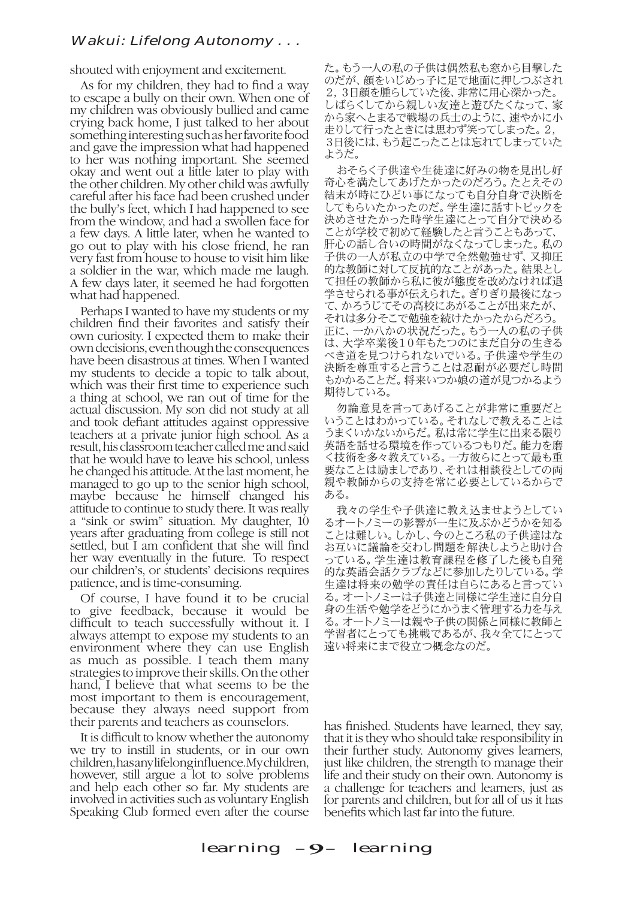shouted with enjoyment and excitement.

As for my children, they had to find a way to escape a bully on their own. When one of my children was obviously bullied and came crying back home, I just talked to her about something interesting such as her favorite food and gave the impression what had happened to her was nothing important. She seemed okay and went out a little later to play with the other children. My other child was awfully careful after his face had been crushed under the bully's feet, which I had happened to see from the window, and had a swollen face for a few days. A little later, when he wanted to go out to play with his close friend, he ran very fast from house to house to visit him like a soldier in the war, which made me laugh. A few days later, it seemed he had forgotten what had happened.

Perhaps I wanted to have my students or my children find their favorites and satisfy their own curiosity. I expected them to make their own decisions, even though the consequences have been disastrous at times. When I wanted my students to decide a topic to talk about, which was their first time to experience such a thing at school, we ran out of time for the actual discussion. My son did not study at all and took defiant attitudes against oppressive teachers at a private junior high school. As a result, his classroom teacher called me and said that he would have to leave his school, unless he changed his attitude. At the last moment, he managed to go up to the senior high school, maybe because he himself changed his attitude to continue to study there. It was really a "sink or swim" situation. My daughter, 10 years after graduating from college is still not settled, but I am confident that she will find her way eventually in the future. To respect our children's, or students' decisions requires patience, and is time-consuming.

Of course, I have found it to be crucial to give feedback, because it would be difficult to teach successfully without it. I always attempt to expose my students to an environment where they can use English as much as possible. I teach them many strategies to improve their skills. On the other hand, I believe that what seems to be the most important to them is encouragement, because they always need support from their parents and teachers as counselors.

It is difficult to know whether the autonomy we try to instill in students, or in our own children, has any lifelong influence. My children, however, still argue a lot to solve problems and help each other so far. My students are involved in activities such as voluntary English Speaking Club formed even after the course has finished. Students have learned, they say, that it is they who should take responsibility in their further study. Autonomy gives learners, just like children, the strength to manage their life and their study on their own. Autonomy is a challenge for teachers and learners, just as for parents and children, but for all of us it has benefits which last far into the future.

た。もう一人の私の子供は偶然私も窓から目撃したのだが、顔をいじめっ子に足で地面に押しつぶされ２，３日顔を腫らしていた後、非常に用心深かった。しばらくしてから親しい友達と遊びたくなって、家から家へとまるで戦場の兵士のように、速やかに小走りして行ったときには思わず笑ってしまった。２，３日後には、もう起こったことは忘れてしまっていたようだ。

おそらく子供達や生徒達に好みの物を見出し好奇心を満たしてあげたかったのだろう。たとえその結末が時にひどい事になっても自分自身で決断をしてもらいたかったのだ。学生達に話すトピックを決めさせたかった時学生達にとって自分で決めることが学校で初めて経験したと言うこともあって、肝心の話し合いの時間がなくなってしまった。私の子供の一人が私立の中学で全然勉強せず、又抑圧的な教師に対して反抗的なことがあった。結果として担任の教師から私に彼が態度を改めなければ退学させられる事が伝えられた。ぎりぎり最後になって、かろうじてその高校にあがることが出来たが、それは多分そこで勉強を続けたかったからだろう。正に、一か八かの状況だった。もう一人の私の子供は、大学卒業後１０年もたつのにまだ自分の生きるべき道を見つけられないでいる。子供達や学生の決断を尊重すると言うことは忍耐が必要だし時間もかかることだ。将来いつか娘の道が見つかるよう期待している。

勿論意見を言ってあげることが非常に重要だということはわかっている。それなしで教えることはうまくいかないからだ。私は常に学生に出来る限り英語を話せる環境を作っているつもりだ。能力を磨く技術を多々教えている。一方彼らにとって最も重要なことは励ましであり、それは相談役としての両親や教師からの支持を常に必要としているからである。

我々の学生や子供達に教え込ませようとしているオートノミーの影響が一生に及ぶかどうかを知ることは難しい。しかし、今のところ私の子供達はなお互いに議論を交わし問題を解決しようと助け合っている。学生達は教育課程を修了した後も自発的な英語会話クラブなどに参加したりしている。学生達は将来の勉学の責任は自らにあると言っている。オートノミーは子供達と同様に学生達に自分自身の生活や勉学をどうにかうまく管理する力を与える。オートノミーは親や子供の関係と同様に教師と学習者にとっても挑戦であるが、我々全てにとって遠い将来にまで役立つ概念なのだ。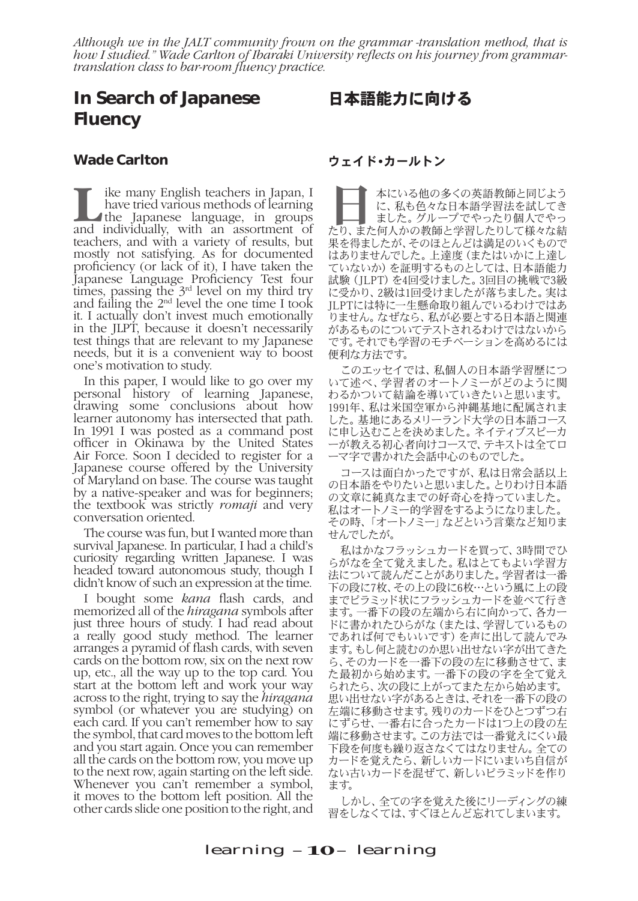*Although we in the JALT community frown on the grammar -translation method, that is how I studied." Wade Carlton of Ibaraki University reflects on his journey from grammar-translation class to bar-room fluency practice.*

# In Search of Japanese Fluency

## Wade Carlton

Like many English teachers in Japan, I have tried various methods of learning the Japanese language, in groups and individually, with an assortment of teachers, and with a variety of results, but mostly not satisfying. As for documented proficiency (or lack of it), I have taken the Japanese Language Proficiency Test four times, passing the 3rd level on my third try and failing the 2nd level the one time I took it. I actually don't invest much emotionally in the JLPT, because it doesn't necessarily test things that are relevant to my Japanese needs, but it is a convenient way to boost one's motivation to study.

In this paper, I would like to go over my personal history of learning Japanese, drawing some conclusions about how learner autonomy has intersected that path. In 1991 I was posted as a command post officer in Okinawa by the United States Air Force. Soon I decided to register for a Japanese course offered by the University of Maryland on base. The course was taught by a native-speaker and was for beginners; the textbook was strictly *romaji* and very conversation oriented.

The course was fun, but I wanted more than survival Japanese. In particular, I had a child's curiosity regarding written Japanese. I was headed toward autonomous study, though I didn't know of such an expression at the time.

I bought some *kana* flash cards, and memorized all of the *hiragana* symbols after just three hours of study. I had read about a really good study method. The learner arranges a pyramid of flash cards, with seven cards on the bottom row, six on the next row up, etc., all the way up to the top card. You start at the bottom left and work your way across to the right, trying to say the *hiragana* symbol (or whatever you are studying) on each card. If you can't remember how to say the symbol, that card moves to the bottom left and you start again. Once you can remember all the cards on the bottom row, you move up to the next row, again starting on the left side. Whenever you can't remember a symbol, it moves to the bottom left position. All the other cards slide one position to the right, and

# 日本語能力に向ける

## ウェイド•カールトン

日本にいる他の多くの英語教師と同じように、私も色々な日本語学習法を試してきました。グループでやったり個人でやったり、また何人かの教師と学習したりして様々な結果を得ましたが、そのほとんどは満足のいくものではありませんでした。上達度（またはいかに上達していないか）を証明するものとしては、日本語能力試験（JLPT）を4回受けました。3回目の挑戦で3級に受かり、2級は1回受けましたが落ちました。実はJLPTには特に一生懸命取り組んでいるわけではありません。なぜなら、私が必要とする日本語と関連があるものについてテストされるわけではないからです。それでも学習のモチベーションを高めるには便利な方法です。

このエッセイでは、私個人の日本語学習歴について述べ、学習者のオートノミーがどのように関わるかついて結論を導いていきたいと思います。1991年、私は米国空軍から沖縄基地に配属されました。基地にあるメリーランド大学の日本語コースに申し込むことを決めました。ネイティブスピーカーが教える初心者向けコースで、テキストは全てローマ字で書かれた会話中心のものでした。

コースは面白かったですが、私は日常会話以上の日本語をやりたいと思いました。とりわけ日本語の文章に純真なまでの好奇心を持っていました。私はオートノミー的学習をするようになりました。その時、「オートノミー」などという言葉など知りませんでしたが。

私はかなフラッシュカードを買って、3時間でひらがなを全て覚えました。私はとてもよい学習方法について読んだことがありました。学習者は一番下の段に7枚、その上の段に6枚…という風に上の段までピラミッド状にフラッシュカードを並べて行きます。一番下の段の左端から右に向かって、各カードに書かれたひらがな（または、学習しているものであれば何でもいいです）を声に出して読んでみます。もし何と読むのか思い出せない字が出てきたら、そのカードを一番下の段の左に移動させて、また最初から始めます。一番下の段の字を全て覚えられたら、次の段に上がってまた左から始めます。思い出せない字があるときは、それを一番下の段の左端に移動させます。残りのカードをひとつずつ右にずらせ、一番右に合ったカードは1つ上の段の左端に移動させます。この方法では一番覚えにくい最下段を何度も繰り返さなくてはなりません。全てのカードを覚えたら、新しいカードにいまいち自信がない古いカードを混ぜて、新しいピラミッドを作ります。

しかし、全ての字を覚えた後にリーディングの練習をしなくては、すぐほとんど忘れてしまいます。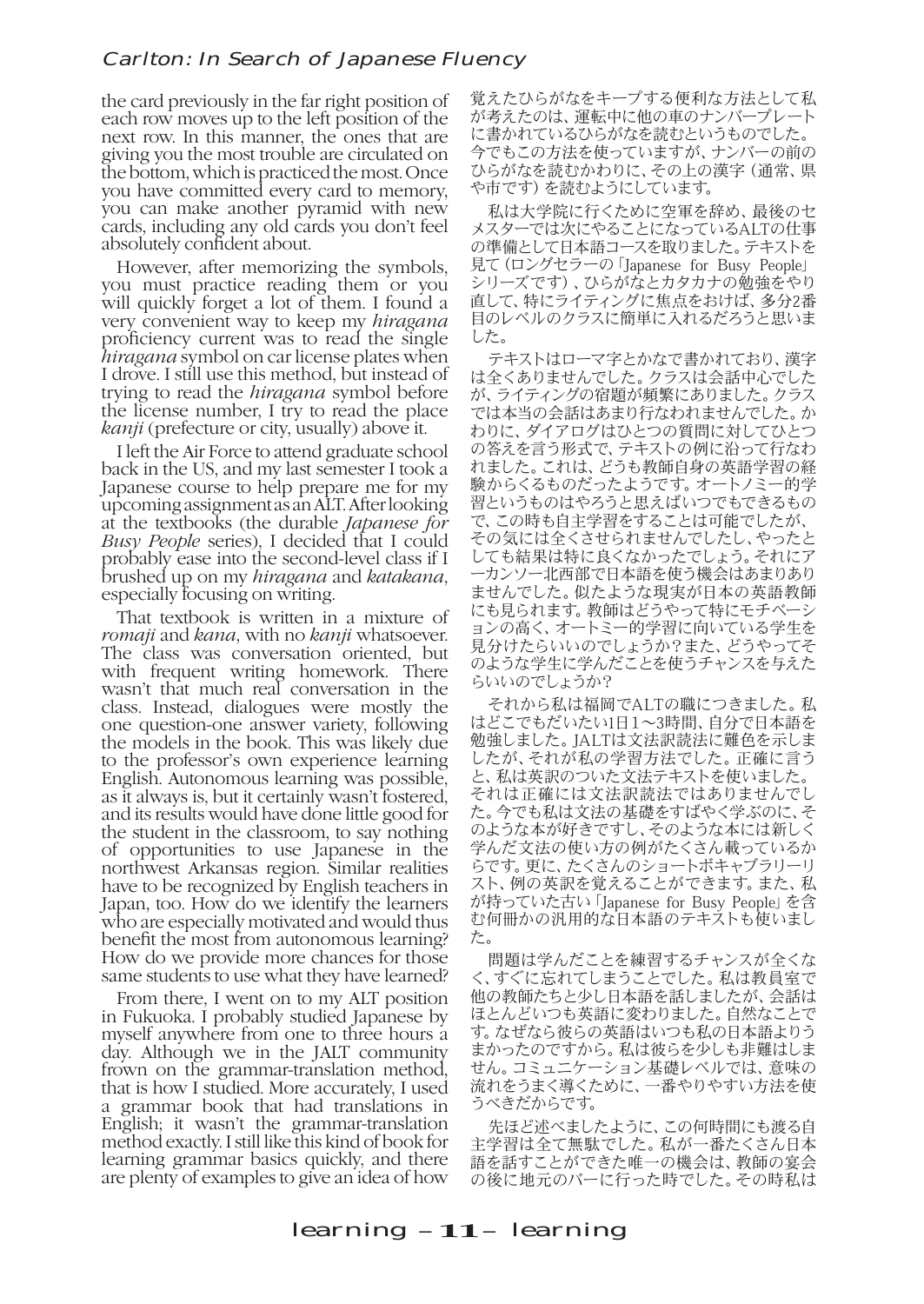the card previously in the far right position of each row moves up to the left position of the next row. In this manner, the ones that are giving you the most trouble are circulated on the bottom, which is practiced the most. Once you have committed every card to memory, you can make another pyramid with new cards, including any old cards you don't feel absolutely confident about.

However, after memorizing the symbols, you must practice reading them or you will quickly forget a lot of them. I found a very convenient way to keep my *hiragana* proficiency current was to read the single *hiragana* symbol on car license plates when I drove. I still use this method, but instead of trying to read the *hiragana* symbol before the license number, I try to read the place *kanji* (prefecture or city, usually) above it.

I left the Air Force to attend graduate school back in the US, and my last semester I took a Japanese course to help prepare me for my upcoming assignment as an ALT. After looking at the textbooks (the durable *Japanese for Busy People* series), I decided that I could probably ease into the second-level class if I brushed up on my *hiragana* and *katakana*, especially focusing on writing.

That textbook is written in a mixture of *romaji* and *kana*, with no *kanji* whatsoever. The class was conversation oriented, but with frequent writing homework. There wasn't that much real conversation in the class. Instead, dialogues were mostly the one question-one answer variety, following the models in the book. This was likely due to the professor's own experience learning English. Autonomous learning was possible, as it always is, but it certainly wasn't fostered, and its results would have done little good for the student in the classroom, to say nothing of opportunities to use Japanese in the northwest Arkansas region. Similar realities have to be recognized by English teachers in Japan, too. How do we identify the learners who are especially motivated and would thus benefit the most from autonomous learning? How do we provide more chances for those same students to use what they have learned?

From there, I went on to my ALT position in Fukuoka. I probably studied Japanese by myself anywhere from one to three hours a day. Although we in the JALT community frown on the grammar-translation method, that is how I studied. More accurately, I used a grammar book that had translations in English; it wasn't the grammar-translation method exactly. I still like this kind of book for learning grammar basics quickly, and there are plenty of examples to give an idea of how

覚えたひらがなをキープする便利な方法として私が考えたのは、運転中に他の車のナンバープレートに書かれているひらがなを読むというものでした。今でもこの方法を使っていますが、ナンバーの前のひらがなを読むかわりに、その上の漢字（通常、県や市です）を読むようにしています。

私は大学院に行くために空軍を辞め、最後のセメスターでは次にやることになっているALTの仕事の準備として日本語コースを取りました。テキストを見て（ロングセラーの「Japanese for Busy People」シリーズです）、ひらがなとカタカナの勉強をやり直して、特にライティングに焦点をおけば、多分2番目のレベルのクラスに簡単に入れるだろうと思いました。

テキストはローマ字とかなで書かれており、漢字は全くありませんでした。クラスは会話中心でしたが、ライティングの宿題が頻繁にありました。クラスでは本当の会話はあまり行なわれませんでした。かわりに、ダイアログはひとつの質問に対してひとつの答えを言う形式で、テキストの例に沿って行なわれました。これは、どうも教師自身の英語学習の経験からくるものだったようです。オートノミー的学習というものはやろうと思えばいつでもできるもので、この時も自主学習をすることは可能でしたが、その気には全くさせられませんでしたし、やったとしても結果は特に良くなかったでしょう。それにアーカンソー北西部で日本語を使う機会はあまりありませんでした。似たような現実が日本の英語教師にも見られます。教師はどうやって特にモチベーションの高く、オートミー的学習に向いている学生を見分けたらいいのでしょうか？また、どうやってそのような学生に学んだことを使うチャンスを与えたらいいのでしょうか？

それから私は福岡でALTの職につきました。私はどこでもだいたい1日1〜3時間、自分で日本語を勉強しました。JALTは文法訳読法に難色を示しましたが、それが私の学習方法でした。正確に言うと、私は英訳のついた文法テキストを使いました。それは正確には文法訳読法ではありませんでした。今でも私は文法の基礎をすばやく学ぶのに、そのような本が好きですし、そのような本には新しく学んだ文法の使い方の例がたくさん載っているからです。更に、たくさんのショートボキャブラリーリスト、例の英訳を覚えることができます。また、私が持っていた古い「Japanese for Busy People」を含む何冊かの汎用的な日本語のテキストも使いました。

問題は学んだことを練習するチャンスが全くなく、すぐに忘れてしまうことでした。私は教員室で他の教師たちと少し日本語を話しましたが、会話はほとんどいつも英語に変わりました。自然なことです。なぜなら彼らの英語はいつも私の日本語よりうまかったのですから。私は彼らを少しも非難はしません。コミュニケーション基礎レベルでは、意味の流れをうまく導くために、一番やりやすい方法を使うべきだからです。

先ほど述べましたように、この何時間にも渡る自主学習は全て無駄でした。私が一番たくさん日本語を話すことができた唯一の機会は、教師の宴会の後に地元のバーに行った時でした。その時私は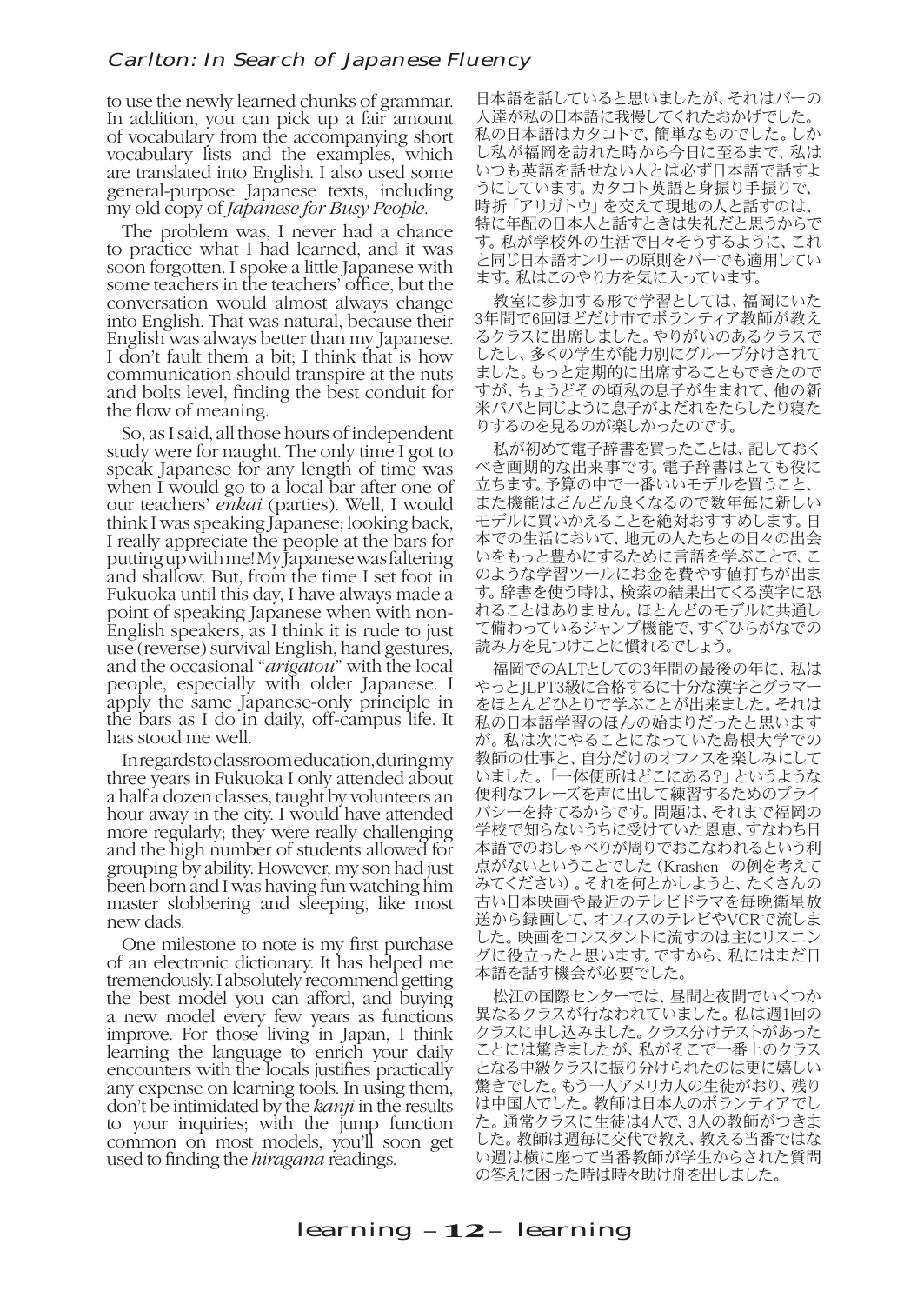to use the newly learned chunks of grammar. In addition, you can pick up a fair amount of vocabulary from the accompanying short vocabulary lists and the examples, which are translated into English. I also used some general-purpose Japanese texts, including my old copy of *Japanese for Busy People*.

The problem was, I never had a chance to practice what I had learned, and it was soon forgotten. I spoke a little Japanese with some teachers in the teachers' office, but the conversation would almost always change into English. That was natural, because their English was always better than my Japanese. I don't fault them a bit; I think that is how communication should transpire at the nuts and bolts level, finding the best conduit for the flow of meaning.

So, as I said, all those hours of independent study were for naught. The only time I got to speak Japanese for any length of time was when I would go to a local bar after one of our teachers' *enkai* (parties). Well, I would think I was speaking Japanese; looking back, I really appreciate the people at the bars for putting up with me! My Japanese was faltering and shallow. But, from the time I set foot in Fukuoka until this day, I have always made a point of speaking Japanese when with non-English speakers, as I think it is rude to just use (reverse) survival English, hand gestures, and the occasional "*arigatou*" with the local people, especially with older Japanese. I apply the same Japanese-only principle in the bars as I do in daily, off-campus life. It has stood me well.

In regards to classroom education, during my three years in Fukuoka I only attended about a half a dozen classes, taught by volunteers an hour away in the city. I would have attended more regularly; they were really challenging and the high number of students allowed for grouping by ability. However, my son had just been born and I was having fun watching him master slobbering and sleeping, like most new dads.

One milestone to note is my first purchase of an electronic dictionary. It has helped me tremendously. I absolutely recommend getting the best model you can afford, and buying a new model every few years as functions improve. For those living in Japan, I think learning the language to enrich your daily encounters with the locals justifies practically any expense on learning tools. In using them, don't be intimidated by the *kanji* in the results to your inquiries; with the jump function common on most models, you'll soon get used to finding the *hiragana* readings.

日本語を話していると思いましたが、それはバーの人達が私の日本語に我慢してくれたおかげでした。私の日本語はカタコトで、簡単なものでした。しかし私が福岡を訪れた時から今日に至るまで、私はいつも英語を話せない人とは必ず日本語で話すようにしています。カタコト英語と身振り手振りで、時折「アリガトウ」を交えて現地の人と話すのは、特に年配の日本人と話すときは失礼だと思うからです。私が学校外の生活で日々そうするように、これと同じ日本語オンリーの原則をバーでも適用しています。私はこのやり方を気に入っています。

教室に参加する形で学習としては、福岡にいた3年間で6回ほどだけ市でボランティア教師が教えるクラスに出席しました。やりがいのあるクラスでしたし、多くの学生が能力別にグループ分けされてました。もっと定期的に出席することもできたのですが、ちょうどその頃私の息子が生まれて、他の新米パパと同じように息子がよだれをたらしたり寝たりするのを見るのが楽しかったのです。

私が初めて電子辞書を買ったことは、記しておくべき画期的な出来事です。電子辞書はとても役に立ちます。予算の中で一番いいモデルを買うこと、また機能はどんどん良くなるので数年毎に新しいモデルに買いかえることを絶対おすすめします。日本での生活において、地元の人たちとの日々の出会いをもっと豊かにするために言語を学ぶことで、このような学習ツールにお金を費やす値打ちが出ます。辞書を使う時は、検索の結果出てくる漢字に恐れることはありません。ほとんどのモデルに共通して備わっているジャンプ機能で、すぐひらがなでの読み方を見つけことに慣れるでしょう。

福岡でのALTとしての3年間の最後の年に、私はやっとJLPT3級に合格するに十分な漢字とグラマーをほとんどひとりで学ぶことが出来ました。それは私の日本語学習のほんの始まりだったと思いますが。私は次にやることになっていた島根大学での教師の仕事と、自分だけのオフィスを楽しみにしていました。「一体便所はどこにある?」というような便利なフレーズを声に出して練習するためのプライバシーを持てるからです。問題は、それまで福岡の学校で知らないうちに受けていた恩恵、すなわち日本語でのおしゃべりが周りでおこなわれるという利点がないということでした（Krashen の例を考えてみてください）。それを何とかしようと、たくさんの古い日本映画や最近のテレビドラマを毎晩衛星放送から録画して、オフィスのテレビやVCRで流しました。映画をコンスタントに流すのは主にリスニングに役立ったと思います。ですから、私にはまだ日本語を話す機会が必要でした。

松江の国際センターでは、昼間と夜間でいくつか異なるクラスが行なわれていました。私は週1回のクラスに申し込みました。クラス分けテストがあったことには驚きましたが、私がそこで一番上のクラスとなる中級クラスに振り分けられたのは更に嬉しい驚きでした。もう一人アメリカ人の生徒がおり、残りは中国人でした。教師は日本人のボランティアでした。通常クラスに生徒は4人で、3人の教師がつきました。教師は週毎に交代で教え、教える当番ではない週は横に座って当番教師が学生からされた質問の答えに困った時は時々助け舟を出しました。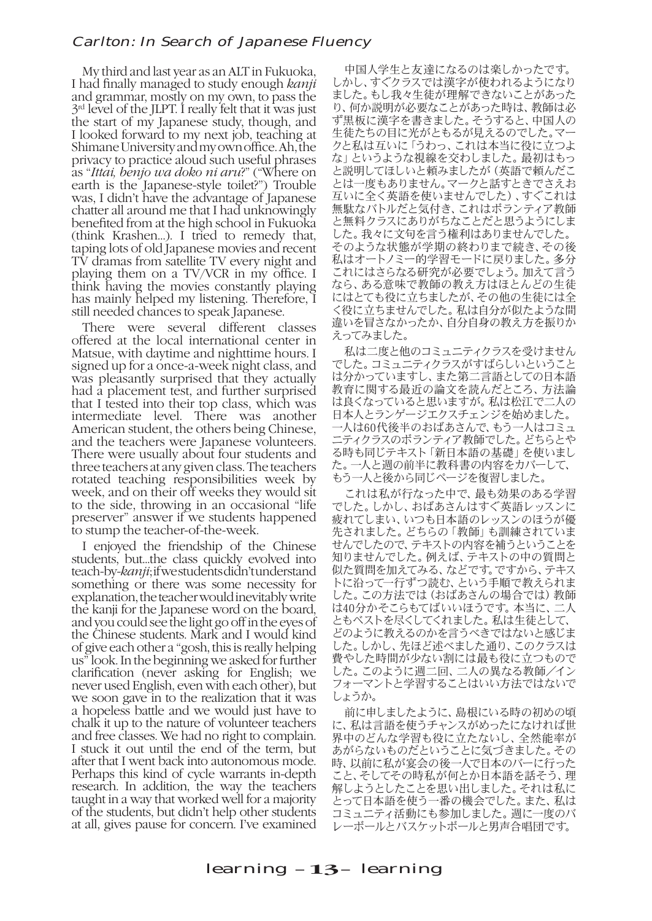My third and last year as an ALT in Fukuoka, I had finally managed to study enough *kanji* and grammar, mostly on my own, to pass the 3rd level of the JLPT. I really felt that it was just the start of my Japanese study, though, and I looked forward to my next job, teaching at Shimane University and my own office. Ah, the privacy to practice aloud such useful phrases as "*Ittai, benjo wa doko ni aru?*" ("Where on earth is the Japanese-style toilet?") Trouble was, I didn't have the advantage of Japanese chatter all around me that I had unknowingly benefited from at the high school in Fukuoka (think Krashen...). I tried to remedy that, taping lots of old Japanese movies and recent TV dramas from satellite TV every night and playing them on a TV/VCR in my office. I think having the movies constantly playing has mainly helped my listening. Therefore, I still needed chances to speak Japanese.

There were several different classes offered at the local international center in Matsue, with daytime and nighttime hours. I signed up for a once-a-week night class, and was pleasantly surprised that they actually had a placement test, and further surprised that I tested into their top class, which was intermediate level. There was another American student, the others being Chinese, and the teachers were Japanese volunteers. There were usually about four students and three teachers at any given class. The teachers rotated teaching responsibilities week by week, and on their off weeks they would sit to the side, throwing in an occasional "life preserver" answer if we students happened to stump the teacher-of-the-week.

I enjoyed the friendship of the Chinese students, but...the class quickly evolved into teach-by-*kanji*; if we students didn't understand something or there was some necessity for explanation, the teacher would inevitably write the kanji for the Japanese word on the board, and you could see the light go off in the eyes of the Chinese students. Mark and I would kind of give each other a "gosh, this is really helping us" look. In the beginning we asked for further clarification (never asking for English; we never used English, even with each other), but we soon gave in to the realization that it was a hopeless battle and we would just have to chalk it up to the nature of volunteer teachers and free classes. We had no right to complain. I stuck it out until the end of the term, but after that I went back into autonomous mode. Perhaps this kind of cycle warrants in-depth research. In addition, the way the teachers taught in a way that worked well for a majority of the students, but didn't help other students at all, gives pause for concern. I've examined

中国人学生と友達になるのは楽しかったです。しかし、すぐクラスでは漢字が使われるようになりました。もし我々生徒が理解できないことがあったり、何か説明が必要なことがあった時は、教師は必ず黒板に漢字を書きました。そうすると、中国人の生徒たちの目に光がともるが見えるのでした。マークと私は互いに「うわっ、これは本当に役に立つよな」というような視線を交わしました。最初はもっと説明してほしいと頼みましたが（英語で頼んだことは一度もありません。マークと話すときでさえお互いに全く英語を使いませんでした）、すぐこれは無駄なバトルだと気付き、これはボランティア教師と無料クラスにありがちなことだと思うようにしました。我々に文句を言う権利はありませんでした。そのような状態が学期の終わりまで続き、その後私はオートノミー的学習モードに戻りました。多分これにはさらなる研究が必要でしょう。加えて言うなら、ある意味で教師の教え方はほとんどの生徒にはとても役に立ちましたが、その他の生徒には全く役に立ちませんでした。私は自分が似たような間違いを冒さなかったか、自分自身の教え方を振りかえってみました。

私は二度と他のコミュニティクラスを受けませんでした。コミュニティクラスがすばらしいということは分かっていますし、また第二言語としての日本語教育に関する最近の論文を読んだところ、方法論は良くなっていると思いますが。私は松江で二人の日本人とランゲージエクスチェンジを始めました。一人は60代後半のおばあさんで、もう一人はコミュニティクラスのボランティア教師でした。どちらとやる時も同じテキスト「新日本語の基礎」を使いました。一人と週の前半に教科書の内容をカバーして、もう一人と後から同じページを復習しました。

これは私が行なった中で、最も効果のある学習でした。しかし、おばあさんはすぐ英語レッスンに疲れてしまい、いつも日本語のレッスンのほうが優先されました。どちらの「教師」も訓練されていませんでしたので、テキストの内容を補うということを知りませんでした。例えば、テキストの中の質問と似た質問を加えてみる、などです。ですから、テキストに沿って一行ずつ読む、という手順で教えられました。この方法では（おばあさんの場合では）教師は40分かそこらもてばいいほうです。本当に、二人ともベストを尽くしてくれました。私は生徒として、どのように教えるのかを言うべきではないと感じました。しかし、先ほど述べました通り、このクラスは費やした時間が少ない割には最も役に立つものでした。このように週二回、二人の異なる教師／インフォーマントと学習することはいい方法ではないでしょうか。

前に申しましたように、島根にいる時の初めの頃に、私は言語を使うチャンスがめったになければ世界中のどんな学習も役に立たないし、全然能率があがらないものだということに気づきました。その時、以前に私が宴会の後一人で日本のバーに行ったこと、そしてその時私が何とか日本語を話そう、理解しようとしたことを思い出しました。それは私にとって日本語を使う一番の機会でした。また、私はコミュニティ活動にも参加しました。週に一度のバレーボールとバスケットボールと男声合唱団です。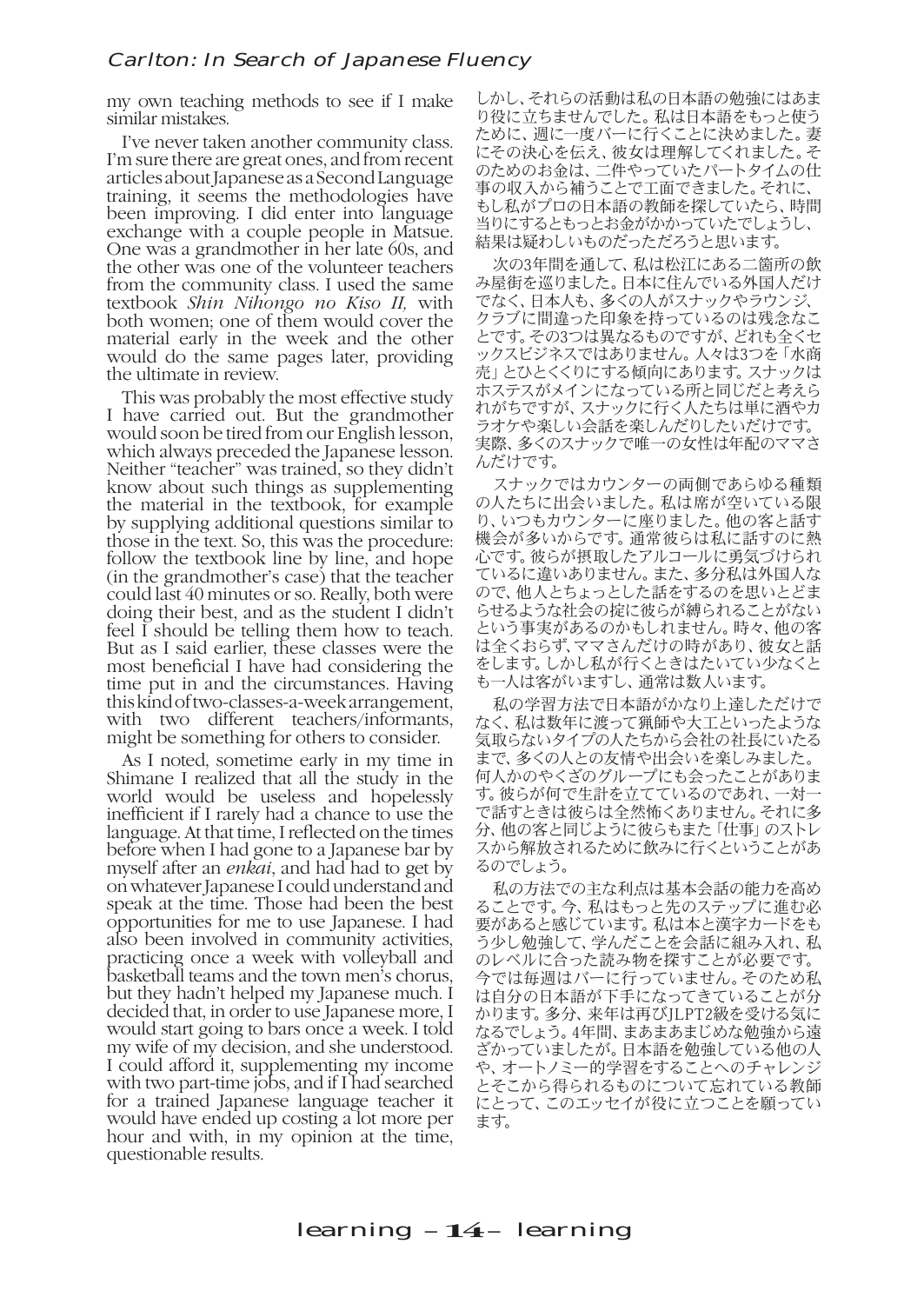my own teaching methods to see if I make similar mistakes.

I've never taken another community class. I'm sure there are great ones, and from recent articles about Japanese as a Second Language training, it seems the methodologies have been improving. I did enter into language exchange with a couple people in Matsue. One was a grandmother in her late 60s, and the other was one of the volunteer teachers from the community class. I used the same textbook *Shin Nihongo no Kiso II,* with both women; one of them would cover the material early in the week and the other would do the same pages later, providing the ultimate in review.

This was probably the most effective study I have carried out. But the grandmother would soon be tired from our English lesson, which always preceded the Japanese lesson. Neither "teacher" was trained, so they didn't know about such things as supplementing the material in the textbook, for example by supplying additional questions similar to those in the text. So, this was the procedure: follow the textbook line by line, and hope (in the grandmother's case) that the teacher could last 40 minutes or so. Really, both were doing their best, and as the student I didn't feel I should be telling them how to teach. But as I said earlier, these classes were the most beneficial I have had considering the time put in and the circumstances. Having this kind of two-classes-a-week arrangement, with two different teachers/informants, might be something for others to consider.

As I noted, sometime early in my time in Shimane I realized that all the study in the world would be useless and hopelessly inefficient if I rarely had a chance to use the language. At that time, I reflected on the times before when I had gone to a Japanese bar by myself after an *enkai*, and had had to get by on whatever Japanese I could understand and speak at the time. Those had been the best opportunities for me to use Japanese. I had also been involved in community activities, practicing once a week with volleyball and basketball teams and the town men's chorus, but they hadn't helped my Japanese much. I decided that, in order to use Japanese more, I would start going to bars once a week. I told my wife of my decision, and she understood. I could afford it, supplementing my income with two part-time jobs, and if I had searched for a trained Japanese language teacher it would have ended up costing a lot more per hour and with, in my opinion at the time, questionable results.

しかし、それらの活動は私の日本語の勉強にはあまり役に立ちませんでした。私は日本語をもっと使うために、週に一度バーに行くことに決めました。妻にその決心を伝え、彼女は理解してくれました。そのためのお金は、二件やっていたパートタイムの仕事の収入から補うことで工面できました。それに、もし私がプロの日本語の教師を探していたら、時間当りにするともっとお金がかかっていたでしょうし、結果は疑わしいものだっただろうと思います。

次の3年間を通して、私は松江にある二箇所の飲み屋街を巡りました。日本に住んでいる外国人だけでなく、日本人も、多くの人がスナックやラウンジ、クラブに間違った印象を持っているのは残念なことです。その3つは異なるものですが、どれも全くセックスビジネスではありません。人々は3つを「水商売」とひとくくりにする傾向にあります。スナックはホステスがメインになっている所と同じだと考えられがちですが、スナックに行く人たちは単に酒やカラオケや楽しい会話を楽しんだりしたいだけです。実際、多くのスナックで唯一の女性は年配のママさんだけです。

スナックではカウンターの両側であらゆる種類の人たちに出会いました。私は席が空いている限り、いつもカウンターに座りました。他の客と話す機会が多いからです。通常彼らは私に話すのに熱心です。彼らが摂取したアルコールに勇気づけられているに違いありません。また、多分私は外国人なので、他人とちょっとした話をするのを思いとどまらせるような社会の掟に彼らが縛られることがないという事実があるのかもしれません。時々、他の客は全くおらず、ママさんだけの時があり、彼女と話をします。しかし私が行くときはたいてい少なくとも一人は客がいますし、通常は数人います。

私の学習方法で日本語がかなり上達しただけでなく、私は数年に渡って猟師や大工といったような気取らないタイプの人たちから会社の社長にいたるまで、多くの人との友情や出会いを楽しみました。何人かのやくざのグループにも会ったことがあります。彼らが何で生計を立てているのであれ、一対一で話すときは彼らは全然怖くありません。それに多分、他の客と同じように彼らもまた「仕事」のストレスから解放されるために飲みに行くということがあるのでしょう。

私の方法での主な利点は基本会話の能力を高めることです。今、私はもっと先のステップに進む必要があると感じています。私は本と漢字カードをもう少し勉強して、学んだことを会話に組み入れ、私のレベルに合った読み物を探すことが必要です。今では毎週はバーに行っていません。そのため私は自分の日本語が下手になってきていることが分かります。多分、来年は再びJLPT2級を受ける気になるでしょう。4年間、まあまあまじめな勉強から遠ざかっていましたが。日本語を勉強している他の人や、オートノミー的学習をすることへのチャレンジとそこから得られるものについて忘れている教師にとって、このエッセイが役に立つことを願っています。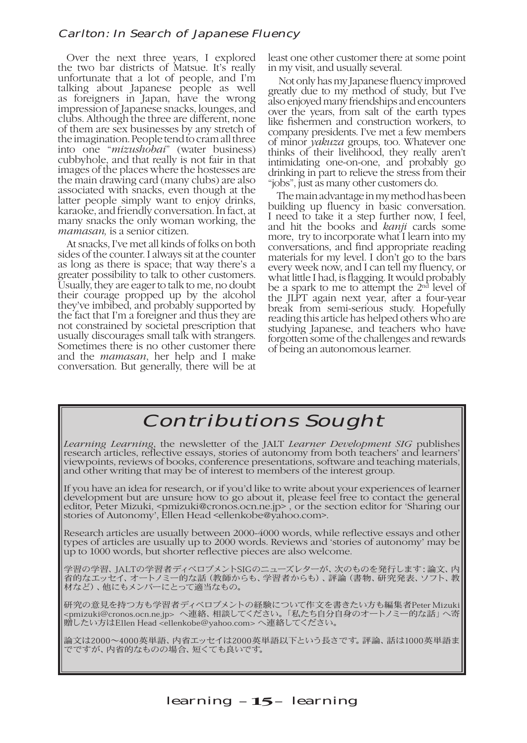Over the next three years, I explored the two bar districts of Matsue. It's really unfortunate that a lot of people, and I'm talking about Japanese people as well as foreigners in Japan, have the wrong impression of Japanese snacks, lounges, and clubs. Although the three are different, none of them are sex businesses by any stretch of the imagination. People tend to cram all three into one "*mizushobai*" (water business) cubbyhole, and that really is not fair in that images of the places where the hostesses are the main drawing card (many clubs) are also associated with snacks, even though at the latter people simply want to enjoy drinks, karaoke, and friendly conversation. In fact, at many snacks the only woman working, the *mamasan,* is a senior citizen.

At snacks, I've met all kinds of folks on both sides of the counter. I always sit at the counter as long as there is space; that way there's a greater possibility to talk to other customers. Usually, they are eager to talk to me, no doubt their courage propped up by the alcohol they've imbibed, and probably supported by the fact that I'm a foreigner and thus they are not constrained by societal prescription that usually discourages small talk with strangers. Sometimes there is no other customer there and the *mamasan*, her help and I make conversation. But generally, there will be at least one other customer there at some point in my visit, and usually several.

Not only has my Japanese fluency improved greatly due to my method of study, but I've also enjoyed many friendships and encounters over the years, from salt of the earth types like fishermen and construction workers, to company presidents. I've met a few members of minor *yakuza* groups, too. Whatever one thinks of their livelihood, they really aren't intimidating one-on-one, and probably go drinking in part to relieve the stress from their "jobs", just as many other customers do.

The main advantage in my method has been building up fluency in basic conversation. I need to take it a step further now, I feel, and hit the books and *kanji* cards some more, try to incorporate what I learn into my conversations, and find appropriate reading materials for my level. I don't go to the bars every week now, and I can tell my fluency, or what little I had, is flagging. It would probably be a spark to me to attempt the 2nd level of the JLPT again next year, after a four-year break from semi-serious study. Hopefully reading this article has helped others who are studying Japanese, and teachers who have forgotten some of the challenges and rewards of being an autonomous learner.

## Contributions Sought

*Learning Learning*, the newsletter of the JALT *Learner Development SIG* publishes research articles, reflective essays, stories of autonomy from both teachers' and learners' viewpoints, reviews of books, conference presentations, software and teaching materials, and other writing that may be of interest to members of the interest group.

If you have an idea for research, or if you'd like to write about your experiences of learner development but are unsure how to go about it, please feel free to contact the general editor, Peter Mizuki, <pmizuki@cronos.ocn.ne.jp> , or the section editor for 'Sharing our stories of Autonomy', Ellen Head <ellenkobe@yahoo.com>.

Research articles are usually between 2000-4000 words, while reflective essays and other types of articles are usually up to 2000 words. Reviews and 'stories of autonomy' may be up to 1000 words, but shorter reflective pieces are also welcome.

学習の学習、JALTの学習者ディベロプメントSIGのニューズレターが、次のものを発行します：論文、内省的なエッセイ、オートノミー的な話（教師からも、学習者からも）、評論（書物、研究発表、ソフト、教材など）、他にもメンバーにとって適当なもの。

研究の意見を持つ方も学習者ディベロプメントの経験について作文を書きたい方も編集者Peter Mizuki <pmizuki@cronos.ocn.ne.jp> へ連絡、相談してください。「私たち自分自身のオートノミー的な話」へ寄贈したい方はEllen Head <ellenkobe@yahoo.com> へ連絡してください。

論文は2000～4000英単語、内省エッセイは2000英単語以下という長さです。評論、話は1000英単語までですが、内省的なものの場合、短くても良いです。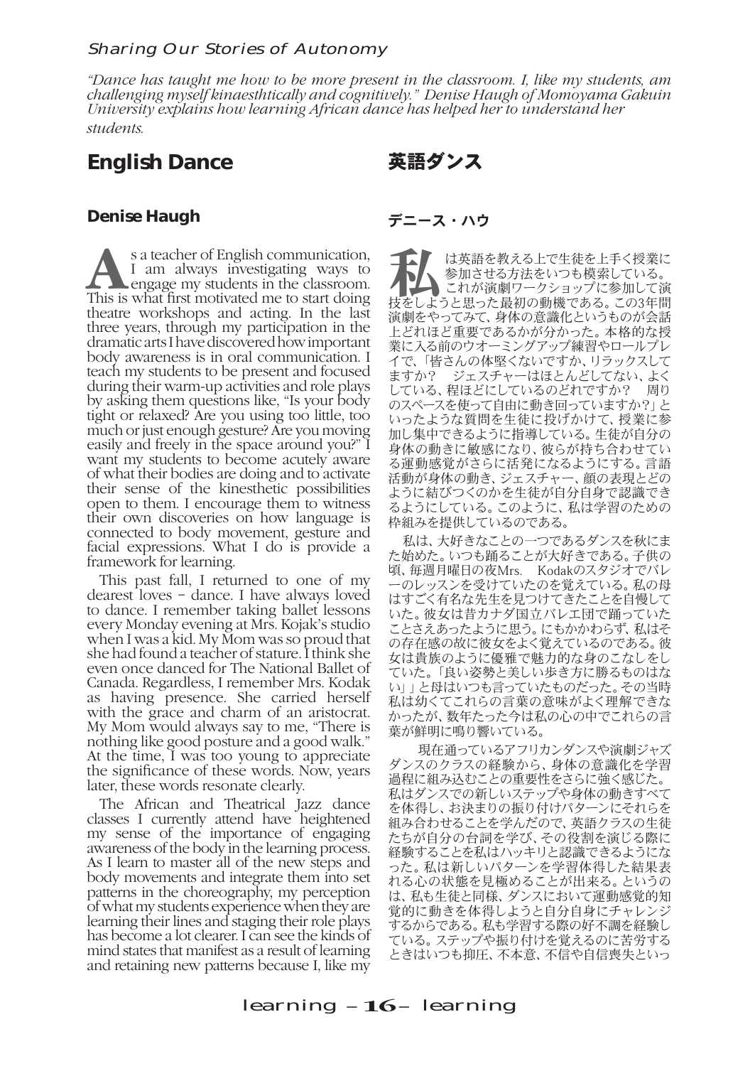*Sharing Our Stories of Autonomy*

*"Dance has taught me how to be more present in the classroom. I, like my students, am challenging myself kinaesthtically and cognitively." Denise Haugh of Momoyama Gakuin University explains how learning African dance has helped her to understand her students.*

# English Dance

### Denise Haugh

As a teacher of English communication, I am always investigating ways to engage my students in the classroom. This is what first motivated me to start doing theatre workshops and acting. In the last three years, through my participation in the dramatic arts I have discovered how important body awareness is in oral communication. I teach my students to be present and focused during their warm-up activities and role plays by asking them questions like, "Is your body tight or relaxed? Are you using too little, too much or just enough gesture? Are you moving easily and freely in the space around you?" I want my students to become acutely aware of what their bodies are doing and to activate their sense of the kinesthetic possibilities open to them. I encourage them to witness their own discoveries on how language is connected to body movement, gesture and facial expressions. What I do is provide a framework for learning.

This past fall, I returned to one of my dearest loves – dance. I have always loved to dance. I remember taking ballet lessons every Monday evening at Mrs. Kojak's studio when I was a kid. My Mom was so proud that she had found a teacher of stature. I think she even once danced for The National Ballet of Canada. Regardless, I remember Mrs. Kodak as having presence. She carried herself with the grace and charm of an aristocrat. My Mom would always say to me, "There is nothing like good posture and a good walk." At the time, I was too young to appreciate the significance of these words. Now, years later, these words resonate clearly.

The African and Theatrical Jazz dance classes I currently attend have heightened my sense of the importance of engaging awareness of the body in the learning process. As I learn to master all of the new steps and body movements and integrate them into set patterns in the choreography, my perception of what my students experience when they are learning their lines and staging their role plays has become a lot clearer. I can see the kinds of mind states that manifest as a result of learning and retaining new patterns because I, like my

# 英語ダンス

### デニース・ハウ

私は英語を教える上で生徒を上手く授業に参加させる方法をいつも模索している。これが演劇ワークショップに参加して演技をしようと思った最初の動機である。この3年間演劇をやってみて、身体の意識化というものが会話上どれほど重要であるかが分かった。本格的な授業に入る前のウオーミングアップ練習やロールプレイで、「皆さんの体堅くないですか、リラックスしてますか？　ジェスチャーはほとんどしてない、よくしている、程ほどにしているのどれですか？　周りのスペースを使って自由に動き回っていますか？」といったような質問を生徒に投げかけて、授業に参加し集中できるように指導している。生徒が自分の身体の動きに敏感になり、彼らが持ち合わせている運動感覚がさらに活発になるようにする。言語活動が身体の動き、ジェスチャー、顔の表現とどのように結びつくのかを生徒が自分自身で認識できるようにしている。このように、私は学習のための枠組みを提供しているのである。

私は、大好きなことの一つであるダンスを秋にまた始めた。いつも踊ることが大好きである。子供の頃、毎週月曜日の夜Mrs.　Kodakのスタジオでバレーのレッスンを受けていたのを覚えている。私の母はすごく有名な先生を見つけてきたことを自慢していた。彼女は昔カナダ国立バレエ団で踊っていたことさえあったように思う。にもかかわらず、私はその存在感の故に彼女をよく覚えているのである。彼女は貴族のように優雅で魅力的な身のこなしをしていた。「良い姿勢と美しい歩き方に勝るものはない」と母はいつも言っていたものだった。その当時私は幼くてこれらの言葉の意味がよく理解できなかったが、数年たった今は私の心の中でこれらの言葉が鮮明に鳴り響いている。

現在通っているアフリカンダンスや演劇ジャズダンスのクラスの経験から、身体の意識化を学習過程に組み込むことの重要性をさらに強く感じた。私はダンスでの新しいステップや身体の動きすべてを体得し、お決まりの振り付けパターンにそれらを組み合わせることを学んだので、英語クラスの生徒たちが自分の台詞を学び、その役割を演じる際に経験することを私はハッキリと認識できるようになった。私は新しいパターンを学習体得した結果表れる心の状態を見極めることが出来る。というのは、私も生徒と同様、ダンスにおいて運動感覚的知覚的に動きを体得しようと自分自身にチャレンジするからである。私も学習する際の好不調を経験している。ステップや振り付けを覚えるのに苦労するときはいつも抑圧、不本意、不信や自信喪失といっ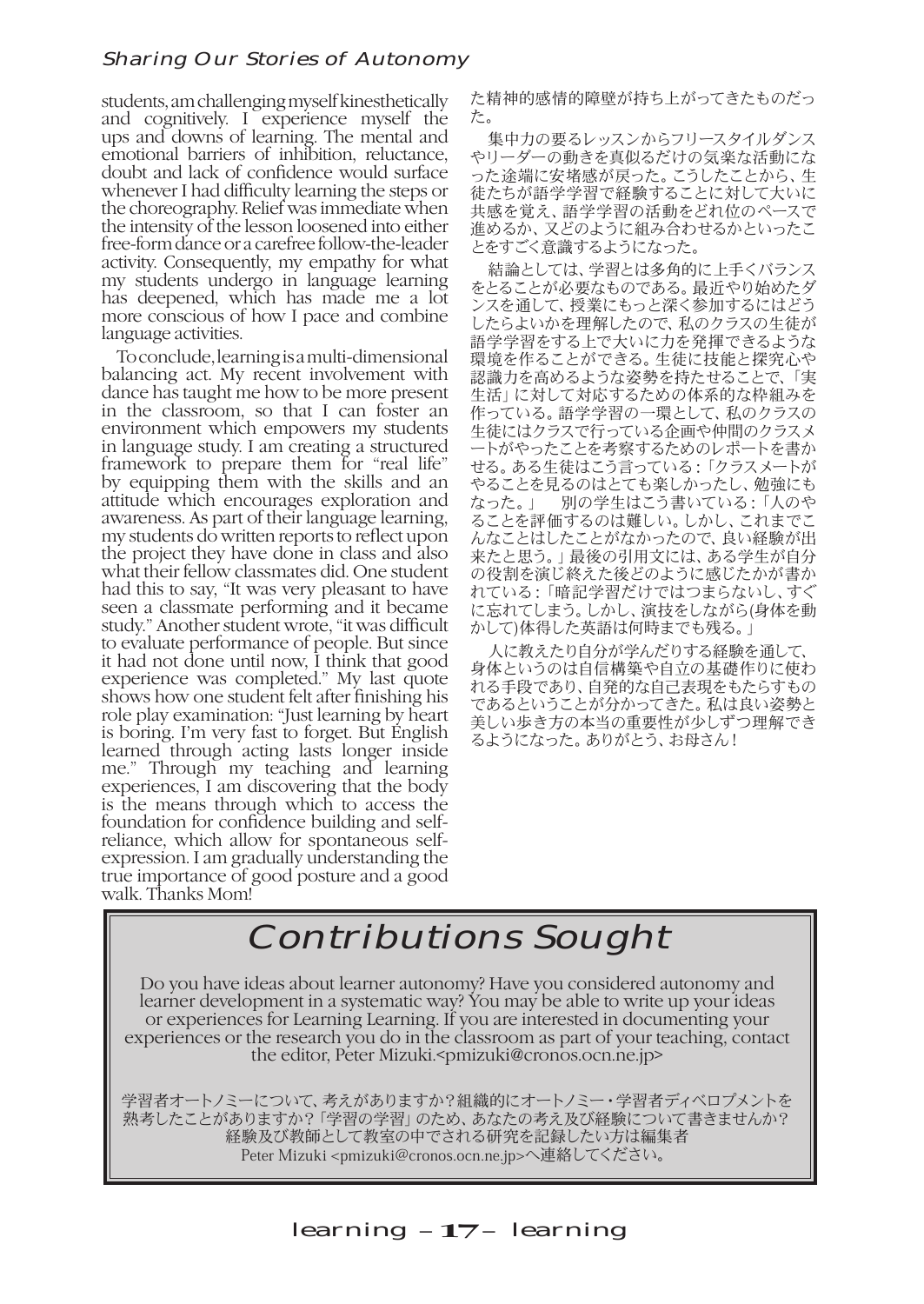students, am challenging myself kinesthetically and cognitively. I experience myself the ups and downs of learning. The mental and emotional barriers of inhibition, reluctance, doubt and lack of confidence would surface whenever I had difficulty learning the steps or the choreography. Relief was immediate when the intensity of the lesson loosened into either free-form dance or a carefree follow-the-leader activity. Consequently, my empathy for what my students undergo in language learning has deepened, which has made me a lot more conscious of how I pace and combine language activities.

To conclude, learning is a multi-dimensional balancing act. My recent involvement with dance has taught me how to be more present in the classroom, so that I can foster an environment which empowers my students in language study. I am creating a structured framework to prepare them for "real life" by equipping them with the skills and an attitude which encourages exploration and awareness. As part of their language learning, my students do written reports to reflect upon the project they have done in class and also what their fellow classmates did. One student had this to say, "It was very pleasant to have seen a classmate performing and it became study." Another student wrote, "it was difficult to evaluate performance of people. But since it had not done until now, I think that good experience was completed." My last quote shows how one student felt after finishing his role play examination: "Just learning by heart is boring. I'm very fast to forget. But English learned through acting lasts longer inside me." Through my teaching and learning experiences, I am discovering that the body is the means through which to access the foundation for confidence building and self-reliance, which allow for spontaneous self-expression. I am gradually understanding the true importance of good posture and a good walk. Thanks Mom!

た精神的感情的障壁が持ち上がってきたものだった。

集中力の要るレッスンからフリースタイルダンスやリーダーの動きを真似るだけの気楽な活動になった途端に安堵感が戻った。こうしたことから、生徒たちが語学学習で経験することに対して大いに共感を覚え、語学学習の活動をどれ位のペースで進めるか、又どのように組み合わせるかといったことをすごく意識するようになった。

結論としては、学習とは多角的に上手くバランスをとることが必要なものである。最近やり始めたダンスを通して、授業にもっと深く参加するにはどうしたらよいかを理解したので、私のクラスの生徒が語学学習をする上で大いに力を発揮できるような環境を作ることができる。生徒に技能と探究心や認識力を高めるような姿勢を持たせることで、「実生活」に対して対応するための体系的な枠組みを作っている。語学学習の一環として、私のクラスの生徒にはクラスで行っている企画や仲間のクラスメートがやったことを考察するためのレポートを書かせる。ある生徒はこう言っている：「クラスメートがやることを見るのはとても楽しかったし、勉強にもなった。」　別の学生はこう書いている：「人のやることを評価するのは難しい。しかし、これまでこんなことはしたことがなかったので、良い経験が出来たと思う。」最後の引用文には、ある学生が自分の役割を演じ終えた後どのように感じたかが書かれている：「暗記学習だけではつまらないし、すぐに忘れてしまう。しかし、演技をしながら(身体を動かして)体得した英語は何時までも残る。」

人に教えたり自分が学んだりする経験を通して、身体というのは自信構築や自立の基礎作りに使われる手段であり、自発的な自己表現をもたらすものであるということが分かってきた。私は良い姿勢と美しい歩き方の本当の重要性が少しずつ理解できるようになった。ありがとう、お母さん！

## Contributions Sought

Do you have ideas about learner autonomy? Have you considered autonomy and learner development in a systematic way? You may be able to write up your ideas or experiences for Learning Learning. If you are interested in documenting your experiences or the research you do in the classroom as part of your teaching, contact the editor, Peter Mizuki.<pmizuki@cronos.ocn.ne.jp>

学習者オートノミーについて、考えがありますか？組織的にオートノミー・学習者ディベロプメントを熟考したことがありますか？「学習の学習」のため、あなたの考え及び経験について書きませんか？経験及び教師として教室の中でされる研究を記録したい方は編集者 Peter Mizuki <pmizuki@cronos.ocn.ne.jp>へ連絡してください。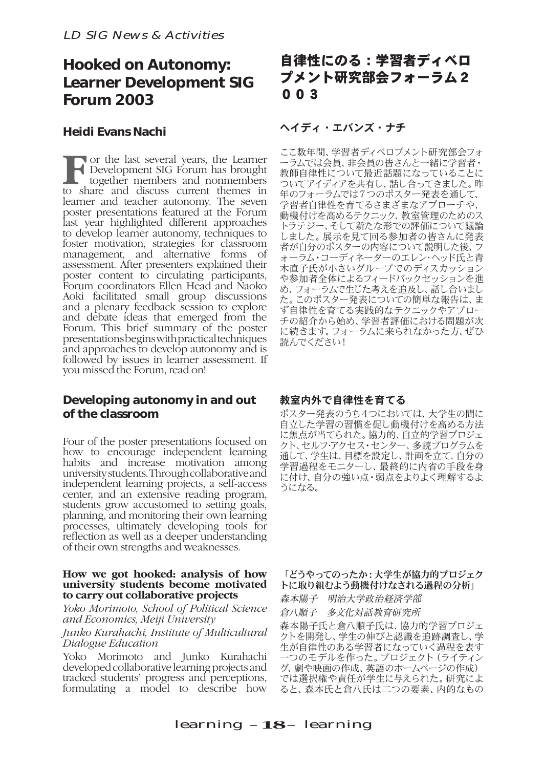# Hooked on Autonomy: Learner Development SIG Forum 2003

**Heidi Evans Nachi**

For the last several years, the Learner Development SIG Forum has brought together members and nonmembers to share and discuss current themes in learner and teacher autonomy. The seven poster presentations featured at the Forum last year highlighted different approaches to develop learner autonomy, techniques to foster motivation, strategies for classroom management, and alternative forms of assessment. After presenters explained their poster content to circulating participants, Forum coordinators Ellen Head and Naoko Aoki facilitated small group discussions and a plenary feedback session to explore and debate ideas that emerged from the Forum. This brief summary of the poster presentations begins with practical techniques and approaches to develop autonomy and is followed by issues in learner assessment. If you missed the Forum, read on!

## Developing autonomy in and out of the classroom

Four of the poster presentations focused on how to encourage independent learning habits and increase motivation among university students. Through collaborative and independent learning projects, a self-access center, and an extensive reading program, students grow accustomed to setting goals, planning, and monitoring their own learning processes, ultimately developing tools for reflection as well as a deeper understanding of their own strengths and weaknesses.

### How we got hooked: analysis of how university students become motivated to carry out collaborative projects

*Yoko Morimoto, School of Political Science and Economics, Meiji University*

*Junko Kurahachi, Institute of Multicultural Dialogue Education*

Yoko Morimoto and Junko Kurahachi developed collaborative learning projects and tracked students' progress and perceptions, formulating a model to describe how

# 自律性にのる：学習者ディベロプメント研究部会フォーラム２００３

**ヘイディ・エバンズ・ナチ**

ここ数年間、学習者ディベロプメント研究部会フォーラムでは会員、非会員の皆さんと一緒に学習者・教師自律性について最近話題になっていることについてアイディアを共有し、話し合ってきました。昨年のフォーラムでは7つのポスター発表を通して、学習者自律性を育てるさまざまなアプローチや、動機付けを高めるテクニック、教室管理のためのストラテジー、そして新たな形での評価について議論しました。展示を見て回る参加者の皆さんに発表者が自分のポスターの内容について説明した後、フォーラム・コーディネーターのエレン・ヘッド氏と青木直子氏が小さいグループでのディスカッションや参加者全体によるフィードバックセッションを進め、フォーラムで生じた考えを追及し、話し合いました。このポスター発表についての簡単な報告は、まず自律性を育てる実践的なテクニックやアプローチの紹介から始め、学習者評価における問題が次に続きます。フォーラムに来られなかった方、ぜひ読んでください！

## 教室内外で自律性を育てる

ポスター発表のうち4つにおいては、大学生の間に自立した学習の習慣を促し動機付けを高める方法に焦点が当てられた。協力的、自立的学習プロジェクト、セルフ・アクセス・センター、多読プログラムを通して、学生は、目標を設定し、計画を立て、自分の学習過程をモニターし、最終的に内省の手段を身に付け、自分の強い点・弱点をよりよく理解するようになる。

### 「どうやってのったか：大学生が協力的プロジェクトに取り組むよう動機付けなされる過程の分析」

*森本陽子　明治大学政治経済学部*

*倉八順子　多文化対話教育研究所*

森本陽子氏と倉八順子氏は、協力的学習プロジェクトを開発し、学生の伸びと認識を追跡調査し、学生が自律性のある学習者になっていく過程を表す一つのモデルを作った。プロジェクト（ライティング、劇や映画の作成、英語のホームページの作成）では選択権や責任が学生に与えられた。研究によると、森本氏と倉八氏は二つの要素、内的なもの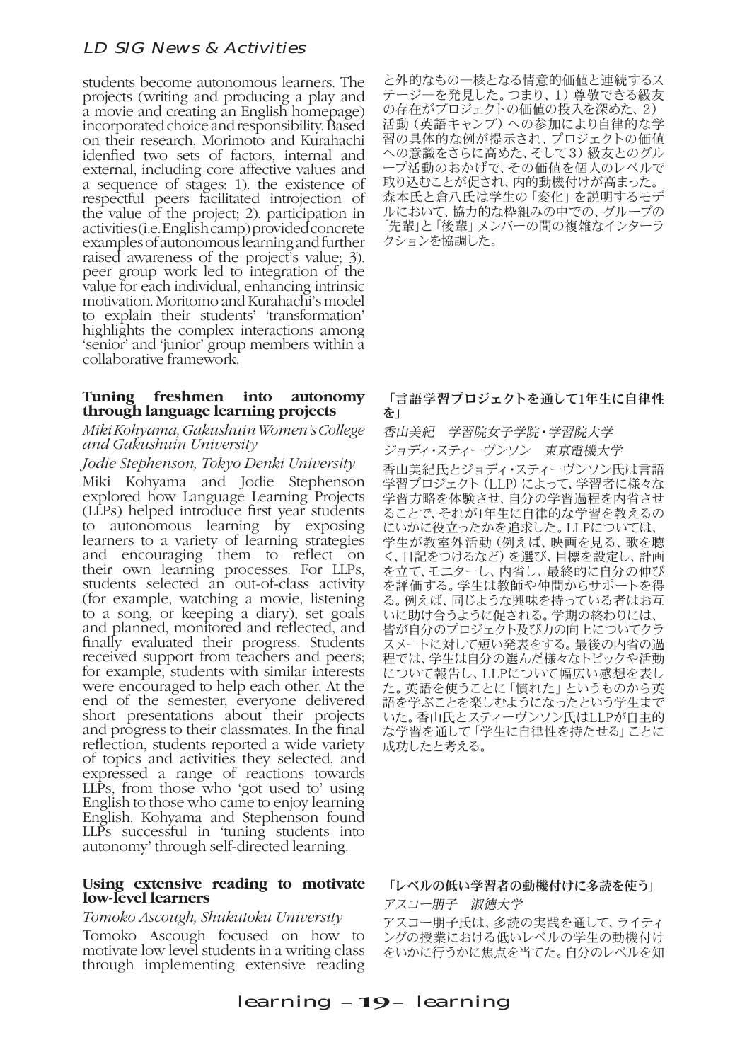students become autonomous learners. The projects (writing and producing a play and a movie and creating an English homepage) incorporated choice and responsibility. Based on their research, Morimoto and Kurahachi idenfied two sets of factors, internal and external, including core affective values and a sequence of stages: 1). the existence of respectful peers facilitated introjection of the value of the project; 2). participation in activities (i.e. English camp) provided concrete examples of autonomous learning and further raised awareness of the project's value; 3). peer group work led to integration of the value for each individual, enhancing intrinsic motivation. Moritomo and Kurahachi's model to explain their students' 'transformation' highlights the complex interactions among 'senior' and 'junior' group members within a collaborative framework.

と外的なもの—核となる情意的価値と連続するステージ—を発見した。つまり、1）尊敬できる級友の存在がプロジェクトの価値の投入を深めた、2）活動（英語キャンプ）への参加により自律的な学習の具体的な例が提示され、プロジェクトの価値への意識をさらに高めた、そして3）級友とのグループ活動のおかげで、その価値を個人のレベルで取り込むことが促され、内的動機付けが高まった。森本氏と倉八氏は学生の「変化」を説明するモデルにおいて、協力的な枠組みの中での、グループの「先輩」と「後輩」メンバーの間の複雑なインターラクションを協調した。

### Tuning freshmen into autonomy through language learning projects

*Miki Kohyama, Gakushuin Women's College and Gakushuin University*

*Jodie Stephenson, Tokyo Denki University*

Miki Kohyama and Jodie Stephenson explored how Language Learning Projects (LLPs) helped introduce first year students to autonomous learning by exposing learners to a variety of learning strategies and encouraging them to reflect on their own learning processes. For LLPs, students selected an out-of-class activity (for example, watching a movie, listening to a song, or keeping a diary), set goals and planned, monitored and reflected, and finally evaluated their progress. Students received support from teachers and peers; for example, students with similar interests were encouraged to help each other. At the end of the semester, everyone delivered short presentations about their projects and progress to their classmates. In the final reflection, students reported a wide variety of topics and activities they selected, and expressed a range of reactions towards LLPs, from those who 'got used to' using English to those who came to enjoy learning English. Kohyama and Stephenson found LLPs successful in 'tuning students into autonomy' through self-directed learning.

### 「言語学習プロジェクトを通して1年生に自律性を」

*香山美紀　学習院女子学院・学習院大学*

*ジョディ・スティーヴンソン　東京電機大学*

香山美紀氏とジョディ・スティーヴンソン氏は言語学習プロジェクト（LLP）によって、学習者に様々な学習方略を体験させ、自分の学習過程を内省させることで、それが1年生に自律的な学習を教えるのにいかに役立ったかを追求した。LLPについては、学生が教室外活動（例えば、映画を見る、歌を聴く、日記をつけるなど）を選び、目標を設定し、計画を立て、モニターし、内省し、最終的に自分の伸びを評価する。学生は教師や仲間からサポートを得る。例えば、同じような興味を持っている者はお互いに助け合うように促される。学期の終わりには、皆が自分のプロジェクト及び力の向上についてクラスメートに対して短い発表をする。最後の内省の過程では、学生は自分の選んだ様々なトピックや活動について報告し、LLPについて幅広い感想を表した。英語を使うことに「慣れた」というものから英語を学ぶことを楽しむようになったという学生までいた。香山氏とスティーヴンソン氏はLLPが自主的な学習を通して「学生に自律性を持たせる」ことに成功したと考える。

### Using extensive reading to motivate low-level learners

*Tomoko Ascough, Shukutoku University*

Tomoko Ascough focused on how to motivate low level students in a writing class through implementing extensive reading

### 「レベルの低い学習者の動機付けに多読を使う」

*アスコー朋子　淑徳大学*

アスコー朋子氏は、多読の実践を通して、ライティングの授業における低いレベルの学生の動機付けをいかに行うかに焦点を当てた。自分のレベルを知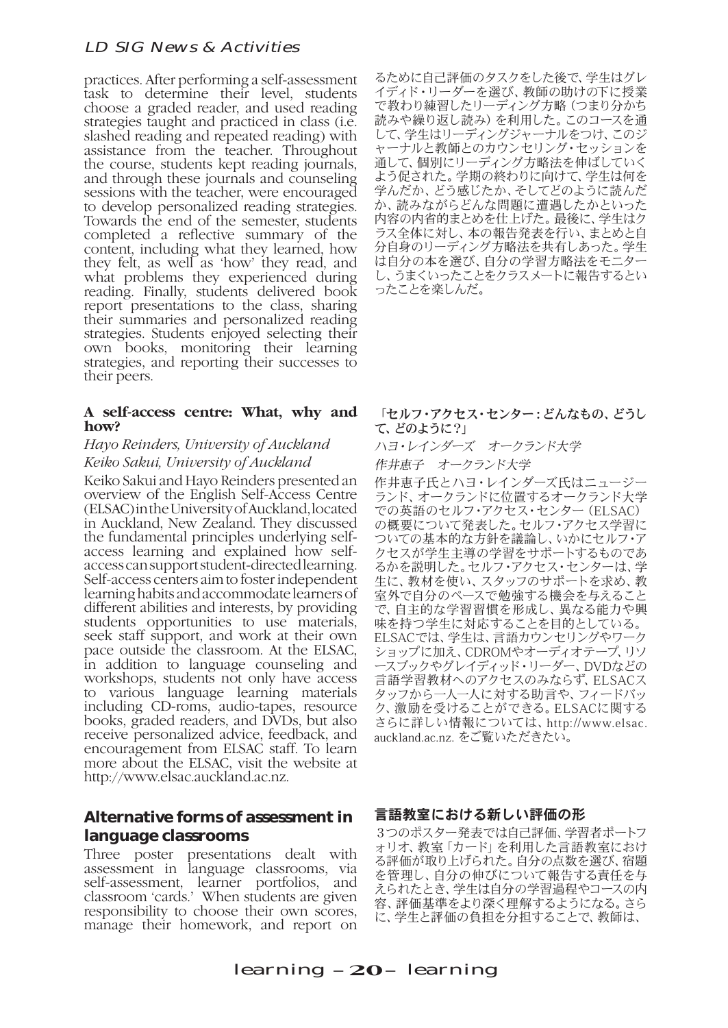practices. After performing a self-assessment task to determine their level, students choose a graded reader, and used reading strategies taught and practiced in class (i.e. slashed reading and repeated reading) with assistance from the teacher. Throughout the course, students kept reading journals, and through these journals and counseling sessions with the teacher, were encouraged to develop personalized reading strategies. Towards the end of the semester, students completed a reflective summary of the content, including what they learned, how they felt, as well as 'how' they read, and what problems they experienced during reading. Finally, students delivered book report presentations to the class, sharing their summaries and personalized reading strategies. Students enjoyed selecting their own books, monitoring their learning strategies, and reporting their successes to their peers.

るために自己評価のタスクをした後で、学生はグレイディド・リーダーを選び、教師の助けの下に授業で教わり練習したリーディング方略（つまり分かち読みや繰り返し読み）を利用した。このコースを通して、学生はリーディングジャーナルをつけ、このジャーナルと教師とのカウンセリング・セッションを通して、個別にリーディング方略法を伸ばしていくよう促された。学期の終わりに向けて、学生は何を学んだか、どう感じたか、そしてどのように読んだか、読みながらどんな問題に遭遇したかといった内容の内省的まとめを仕上げた。最後に、学生はクラス全体に対し、本の報告発表を行い、まとめと自分自身のリーディング方略法を共有しあった。学生は自分の本を選び、自分の学習方略法をモニターし、うまくいったことをクラスメートに報告するといったことを楽しんだ。

### A self-access centre: What, why and how?

*Hayo Reinders, University of Auckland*

*Keiko Sakui, University of Auckland*

Keiko Sakui and Hayo Reinders presented an overview of the English Self-Access Centre (ELSAC) in the University of Auckland, located in Auckland, New Zealand. They discussed the fundamental principles underlying self-access learning and explained how self-access can support student-directed learning. Self-access centers aim to foster independent learning habits and accommodate learners of different abilities and interests, by providing students opportunities to use materials, seek staff support, and work at their own pace outside the classroom. At the ELSAC, in addition to language counseling and workshops, students not only have access to various language learning materials including CD-roms, audio-tapes, resource books, graded readers, and DVDs, but also receive personalized advice, feedback, and encouragement from ELSAC staff. To learn more about the ELSAC, visit the website at http://www.elsac.auckland.ac.nz.

### 「セルフ・アクセス・センター：どんなもの、どうして、どのように？」

*ハヨ・レインダーズ　オークランド大学*

*作井恵子　オークランド大学*

作井恵子氏とハヨ・レインダーズ氏はニュージーランド、オークランドに位置するオークランド大学での英語のセルフ・アクセス・センター（ELSAC）の概要について発表した。セルフ・アクセス学習についての基本的な方針を議論し、いかにセルフ・アクセスが学生主導の学習をサポートするものであるかを説明した。セルフ・アクセス・センターは、学生に、教材を使い、スタッフのサポートを求め、教室外で自分のペースで勉強する機会を与えることで、自主的な学習習慣を形成し、異なる能力や興味を持つ学生に対応することを目的としている。ELSACでは、学生は、言語カウンセリングやワークショップに加え、CDROMやオーディオテープ, リソースブックやグレイディッド・リーダー、DVDなどの言語学習教材へのアクセスのみならず、ELSACスタッフから一人一人に対する助言や、フィードバック、激励を受けることができる。ELSACに関するさらに詳しい情報については、http://www.elsac.auckland.ac.nz. をご覧いただきたい。

## Alternative forms of assessment in language classrooms

Three poster presentations dealt with assessment in language classrooms, via self-assessment, learner portfolios, and classroom 'cards.' When students are given responsibility to choose their own scores, manage their homework, and report on

## 言語教室における新しい評価の形

３つのポスター発表では自己評価、学習者ポートフォリオ、教室「カード」を利用した言語教室における評価が取り上げられた。自分の点数を選び、宿題を管理し、自分の伸びについて報告する責任を与えられたとき、学生は自分の学習過程やコースの内容、評価基準をより深く理解するようになる。さらに、学生と評価の負担を分担することで、教師は、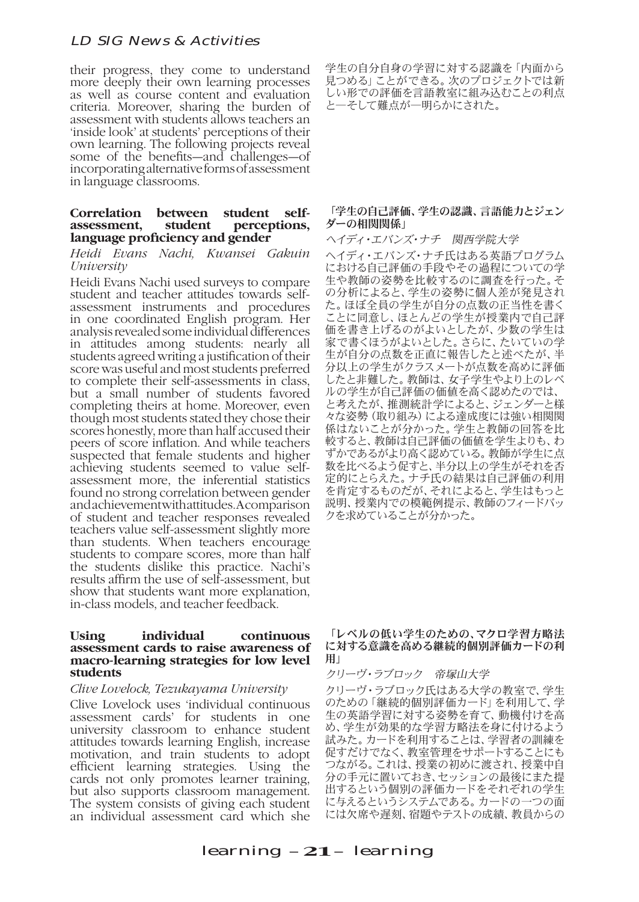their progress, they come to understand more deeply their own learning processes as well as course content and evaluation criteria. Moreover, sharing the burden of assessment with students allows teachers an 'inside look' at students' perceptions of their own learning. The following projects reveal some of the benefits—and challenges—of incorporating alternative forms of assessment in language classrooms.

学生の自分自身の学習に対する認識を「内面から見つめる」ことができる。次のプロジェクトでは新しい形での評価を言語教室に組み込むことの利点と—そして難点が—明らかにされた。

### Correlation between student self-assessment, student perceptions, language proficiency and gender

*Heidi Evans Nachi, Kwansei Gakuin University*

Heidi Evans Nachi used surveys to compare student and teacher attitudes towards self-assessment instruments and procedures in one coordinated English program. Her analysis revealed some individual differences in attitudes among students: nearly all students agreed writing a justification of their score was useful and most students preferred to complete their self-assessments in class, but a small number of students favored completing theirs at home. Moreover, even though most students stated they chose their scores honestly, more than half accused their peers of score inflation. And while teachers suspected that female students and higher achieving students seemed to value self-assessment more, the inferential statistics found no strong correlation between gender and achievement with attitudes. A comparison of student and teacher responses revealed teachers value self-assessment slightly more than students. When teachers encourage students to compare scores, more than half the students dislike this practice. Nachi's results affirm the use of self-assessment, but show that students want more explanation, in-class models, and teacher feedback.

### 「学生の自己評価、学生の認識、言語能力とジェンダーの相関関係」

*ヘイディ・エバンズ・ナチ　関西学院大学*

ヘイディ・エバンズ・ナチ氏はある英語プログラムにおける自己評価の手段やその過程についての学生や教師の姿勢を比較するのに調査を行った。その分析によると、学生の姿勢に個人差が発見された。ほぼ全員の学生が自分の点数の正当性を書くことに同意し、ほとんどの学生が授業内で自己評価を書き上げるのがよいとしたが、少数の学生は家で書くほうがよいとした。さらに、たいていの学生が自分の点数を正直に報告したと述べたが、半分以上の学生がクラスメートが点数を高めに評価したと非難した。教師は、女子学生やより上のレベルの学生が自己評価の価値を高く認めたのでは、と考えたが、推測統計学によると、ジェンダーと様々な姿勢（取り組み）による達成度には強い相関関係はないことが分かった。学生と教師の回答を比較すると、教師は自己評価の価値を学生よりも、わずかであるがより高く認めている。教師が学生に点数を比べるよう促すと、半分以上の学生がそれを否定的にとらえた。ナチ氏の結果は自己評価の利用を肯定するものだが、それによると、学生はもっと説明、授業内での模範例提示、教師のフィードバックを求めていることが分かった。

### Using individual continuous assessment cards to raise awareness of macro-learning strategies for low level students

*Clive Lovelock, Tezukayama University*

Clive Lovelock uses 'individual continuous assessment cards' for students in one university classroom to enhance student attitudes towards learning English, increase motivation, and train students to adopt efficient learning strategies. Using the cards not only promotes learner training, but also supports classroom management. The system consists of giving each student an individual assessment card which she

### 「レベルの低い学生のための、マクロ学習方略法に対する意識を高める継続的個別評価カードの利用」

*クリーヴ・ラブロック　帝塚山大学*

クリーヴ・ラブロック氏はある大学の教室で、学生のための「継続的個別評価カード」を利用して、学生の英語学習に対する姿勢を育て、動機付けを高め、学生が効果的な学習方略法を身に付けるよう試みた。カードを利用することは、学習者の訓練を促すだけでなく、教室管理をサポートすることにもつながる。これは、授業の初めに渡され、授業中自分の手元に置いておき、セッションの最後にまた提出するという個別の評価カードをそれぞれの学生に与えるというシステムである。カードの一つの面には欠席や遅刻、宿題やテストの成績、教員からの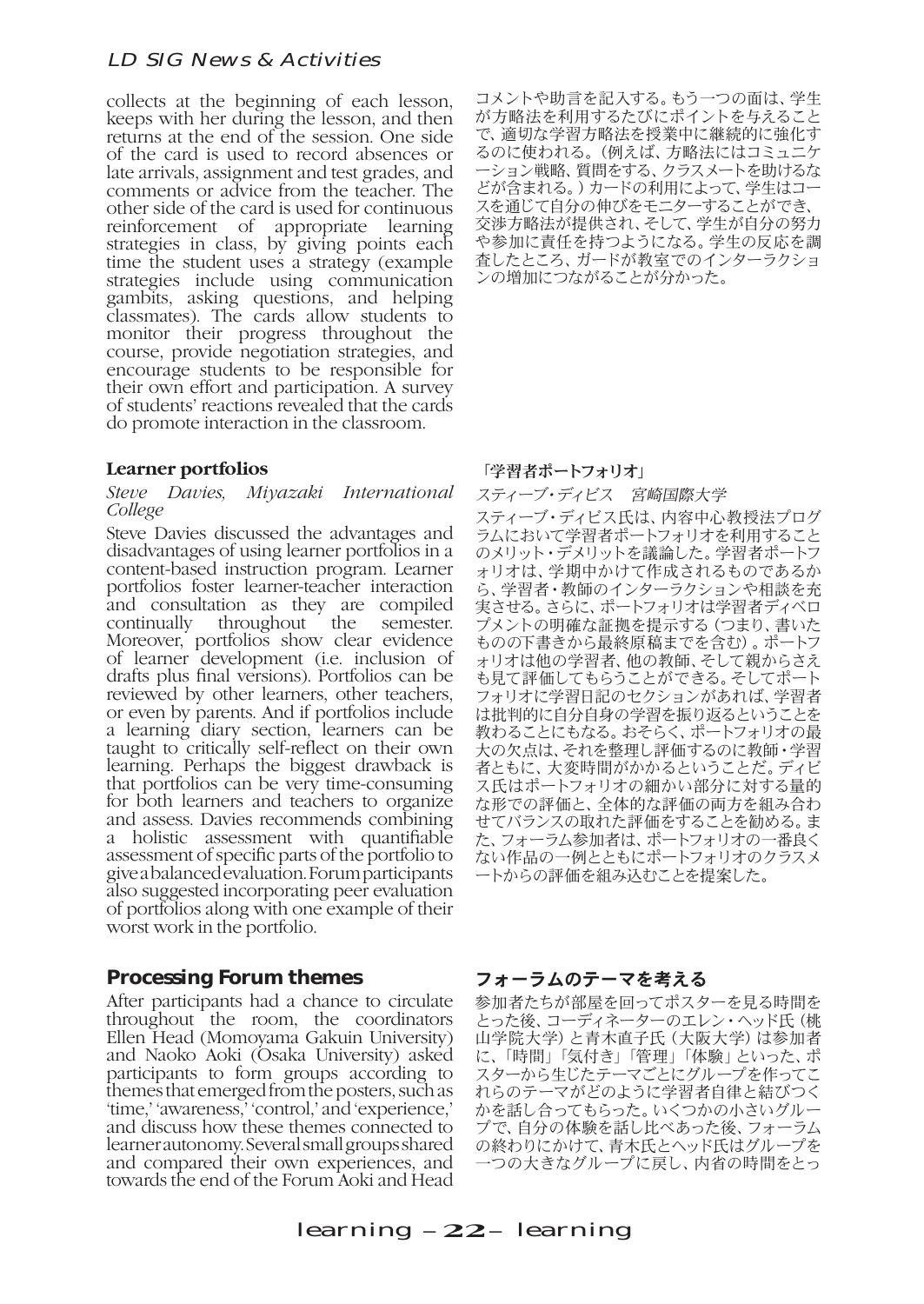collects at the beginning of each lesson, keeps with her during the lesson, and then returns at the end of the session. One side of the card is used to record absences or late arrivals, assignment and test grades, and comments or advice from the teacher. The other side of the card is used for continuous reinforcement of appropriate learning strategies in class, by giving points each time the student uses a strategy (example strategies include using communication gambits, asking questions, and helping classmates). The cards allow students to monitor their progress throughout the course, provide negotiation strategies, and encourage students to be responsible for their own effort and participation. A survey of students' reactions revealed that the cards do promote interaction in the classroom.

コメントや助言を記入する。もう一つの面は、学生が方略法を利用するたびにポイントを与えることで、適切な学習方略法を授業中に継続的に強化するのに使われる。（例えば、方略法にはコミュニケーション戦略、質問をする、クラスメートを助けるなどが含まれる。）カードの利用によって、学生はコースを通じて自分の伸びをモニターすることができ、交渉方略法が提供され、そして、学生が自分の努力や参加に責任を持つようになる。学生の反応を調査したところ、ガードが教室でのインターラクションの増加につながることが分かった。

### Learner portfolios

*Steve Davies, Miyazaki International College*

Steve Davies discussed the advantages and disadvantages of using learner portfolios in a content-based instruction program. Learner portfolios foster learner-teacher interaction and consultation as they are compiled continually throughout the semester. Moreover, portfolios show clear evidence of learner development (i.e. inclusion of drafts plus final versions). Portfolios can be reviewed by other learners, other teachers, or even by parents. And if portfolios include a learning diary section, learners can be taught to critically self-reflect on their own learning. Perhaps the biggest drawback is that portfolios can be very time-consuming for both learners and teachers to organize and assess. Davies recommends combining a holistic assessment with quantifiable assessment of specific parts of the portfolio to give a balanced evaluation. Forum participants also suggested incorporating peer evaluation of portfolios along with one example of their worst work in the portfolio.

### 「学習者ポートフォリオ」

*スティーブ・ディビス　宮崎国際大学*

スティーブ・ディビス氏は、内容中心教授法プログラムにおいて学習者ポートフォリオを利用することのメリット・デメリットを議論した。学習者ポートフォリオは、学期中かけて作成されるものであるから、学習者・教師のインターラクションや相談を充実させる。さらに、ポートフォリオは学習者ディベロプメントの明確な証拠を提示する（つまり、書いたものの下書きから最終原稿までを含む）。ポートフォリオは他の学習者、他の教師、そして親からさえも見て評価してもらうことができる。そしてポートフォリオに学習日記のセクションがあれば、学習者は批判的に自分自身の学習を振り返るということを教わることにもなる。おそらく、ポートフォリオの最大の欠点は、それを整理し評価するのに教師・学習者ともに、大変時間がかかるということだ。ディビス氏はポートフォリオの細かい部分に対する量的な形での評価と、全体的な評価の両方を組み合わせてバランスの取れた評価をすることを勧める。また、フォーラム参加者は、ポートフォリオの一番良くない作品の一例とともにポートフォリオのクラスメートからの評価を組み込むことを提案した。

## Processing Forum themes

After participants had a chance to circulate throughout the room, the coordinators Ellen Head (Momoyama Gakuin University) and Naoko Aoki (Osaka University) asked participants to form groups according to themes that emerged from the posters, such as 'time,' 'awareness,' 'control,' and 'experience,' and discuss how these themes connected to learner autonomy. Several small groups shared and compared their own experiences, and towards the end of the Forum Aoki and Head

## フォーラムのテーマを考える

参加者たちが部屋を回ってポスターを見る時間をとった後、コーディネーターのエレン・ヘッド氏（桃山学院大学）と青木直子氏（大阪大学）は参加者に、「時間」「気付き」「管理」「体験」といった、ポスターから生じたテーマごとにグループを作ってこれらのテーマがどのように学習者自律と結びつくかを話し合ってもらった。いくつかの小さいグループで、自分の体験を話し比べあった後、フォーラムの終わりにかけて、青木氏とヘッド氏はグループを一つの大きなグループに戻し、内省の時間をとっ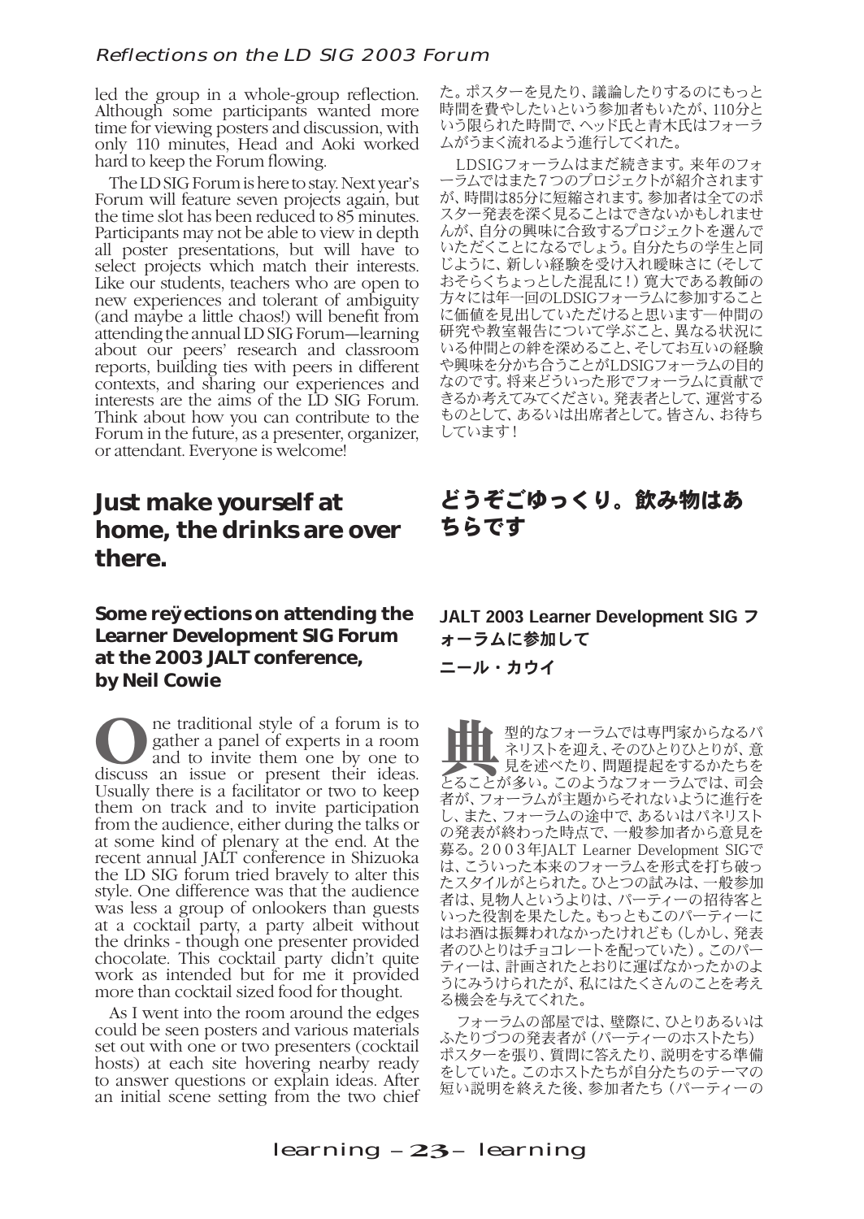led the group in a whole-group reflection. Although some participants wanted more time for viewing posters and discussion, with only 110 minutes, Head and Aoki worked hard to keep the Forum flowing.

The LD SIG Forum is here to stay. Next year's Forum will feature seven projects again, but the time slot has been reduced to 85 minutes. Participants may not be able to view in depth all poster presentations, but will have to select projects which match their interests. Like our students, teachers who are open to new experiences and tolerant of ambiguity (and maybe a little chaos!) will benefit from attending the annual LD SIG Forum—learning about our peers' research and classroom reports, building ties with peers in different contexts, and sharing our experiences and interests are the aims of the LD SIG Forum. Think about how you can contribute to the Forum in the future, as a presenter, organizer, or attendant. Everyone is welcome!

た。ポスターを見たり、議論したりするのにもっと時間を費やしたいという参加者もいたが、110分という限られた時間で、ヘッド氏と青木氏はフォーラムがうまく流れるよう進行してくれた。

LDSIGフォーラムはまだ続きます。来年のフォーラムではまた7つのプロジェクトが紹介されますが、時間は85分に短縮されます。参加者は全てのポスター発表を深く見ることはできないかもしれませんが、自分の興味に合致するプロジェクトを選んでいただくことになるでしょう。自分たちの学生と同じように、新しい経験を受け入れ曖昧さに（そしておそらくちょっとした混乱に！）寛大である教師の方々には年一回のLDSIGフォーラムに参加することに価値を見出していただけると思います—仲間の研究や教室報告について学ぶこと、異なる状況にいる仲間との絆を深めること、そしてお互いの経験や興味を分かち合うことがLDSIGフォーラムの目的なのです。将来どういった形でフォーラムに貢献できるか考えてみてください。発表者として、運営するものとして、あるいは出席者として。皆さん、お待ちしています！

## Just make yourself at home, the drinks are over there.

### Some reflections on attending the Learner Development SIG Forum at the 2003 JALT conference, by Neil Cowie

One traditional style of a forum is to gather a panel of experts in a room and to invite them one by one to discuss an issue or present their ideas. Usually there is a facilitator or two to keep them on track and to invite participation from the audience, either during the talks or at some kind of plenary at the end. At the recent annual JALT conference in Shizuoka the LD SIG forum tried bravely to alter this style. One difference was that the audience was less a group of onlookers than guests at a cocktail party, a party albeit without the drinks - though one presenter provided chocolate. This cocktail party didn't quite work as intended but for me it provided more than cocktail sized food for thought.

As I went into the room around the edges could be seen posters and various materials set out with one or two presenters (cocktail hosts) at each site hovering nearby ready to answer questions or explain ideas. After an initial scene setting from the two chief

## どうぞごゆっくり。飲み物はあちらです

### JALT 2003 Learner Development SIG フォーラムに参加して

### ニール・カウイ

典型的なフォーラムでは専門家からなるパネリストを迎え、そのひとりひとりが、意見を述べたり、問題提起をするかたちをとることが多い。このようなフォーラムでは、司会者が、フォーラムが主題からそれないように進行をし、また、フォーラムの途中で、あるいはパネリストの発表が終わった時点で、一般参加者から意見を募る。２００３年JALT Learner Development SIGでは、こういった本来のフォーラムを形式を打ち破ったスタイルがとられた。ひとつの試みは、一般参加者は、見物人というよりは、パーティーの招待客といった役割を果たした。もっともこのパーティーにはお酒は振舞われなかったけれども（しかし、発表者のひとりはチョコレートを配っていた）。このパーティーは、計画されたとおりに運ばなかったかのようにみうけられたが、私にはたくさんのことを考える機会を与えてくれた。

フォーラムの部屋では、壁際に、ひとりあるいはふたりづつの発表者が（パーティーのホストたち）ポスターを張り、質問に答えたり、説明をする準備をしていた。このホストたちが自分たちのテーマの短い説明を終えた後、参加者たち（パーティーの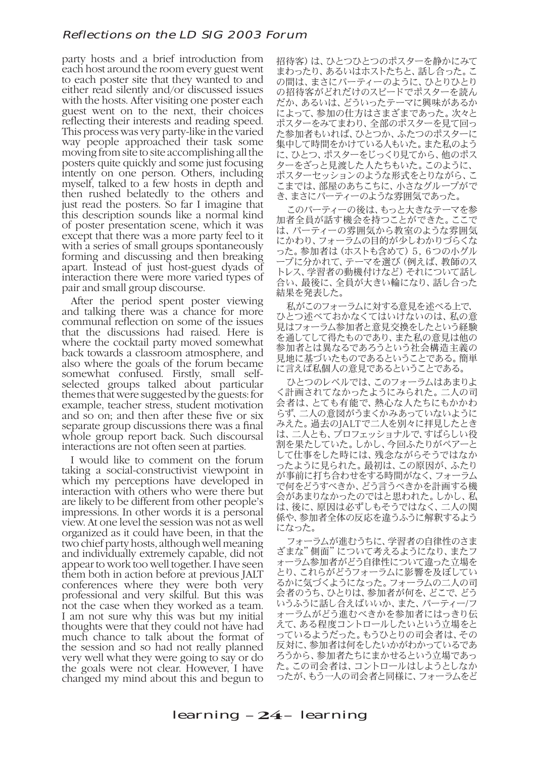party hosts and a brief introduction from each host around the room every guest went to each poster site that they wanted to and either read silently and/or discussed issues with the hosts. After visiting one poster each guest went on to the next, their choices reflecting their interests and reading speed. This process was very party-like in the varied way people approached their task some moving from site to site accomplishing all the posters quite quickly and some just focusing intently on one person. Others, including myself, talked to a few hosts in depth and then rushed belatedly to the others and just read the posters. So far I imagine that this description sounds like a normal kind of poster presentation scene, which it was except that there was a more party feel to it with a series of small groups spontaneously forming and discussing and then breaking apart. Instead of just host-guest dyads of interaction there were more varied types of pair and small group discourse.

After the period spent poster viewing and talking there was a chance for more communal reflection on some of the issues that the discussions had raised. Here is where the cocktail party moved somewhat back towards a classroom atmosphere, and also where the goals of the forum became somewhat confused. Firstly, small self-selected groups talked about particular themes that were suggested by the guests: for example, teacher stress, student motivation and so on; and then after these five or six separate group discussions there was a final whole group report back. Such discoursal interactions are not often seen at parties.

I would like to comment on the forum taking a social-constructivist viewpoint in which my perceptions have developed in interaction with others who were there but are likely to be different from other people's impressions. In other words it is a personal view. At one level the session was not as well organized as it could have been, in that the two chief party hosts, although well meaning and individually extremely capable, did not appear to work too well together. I have seen them both in action before at previous JALT conferences where they were both very professional and very skilful. But this was not the case when they worked as a team. I am not sure why this was but my initial thoughts were that they could not have had much chance to talk about the format of the session and so had not really planned very well what they were going to say or do the goals were not clear. However, I have changed my mind about this and begun to

招待客）は、ひとつひとつのポスターを静かにみてまわったり、あるいはホストたちと、話し合った。この間は、まさにパーティーのように、ひとりひとりの招待客がどれだけのスピードでポスターを読んだか、あるいは、どういったテーマに興味があるかによって、参加の仕方はさまざまであった。次々とポスターをみてまわり、全部のポスターを見て回った参加者もいれば、ひとつか、ふたつのポスターに集中して時間をかけている人もいた。また私のように、ひとつ、ポスターをじっくり見てから、他のポスターをざっと見渡した人たちもいた。このように、ポスターセッションのような形式をとりながら、ここまでは、部屋のあちこちに、小さなグループができ、まさにパーティーのような雰囲気であった。

このパーティーの後は、もっと大きなテーマを参加者全員が話す機会を持つことができた。ここでは、パーティーの雰囲気から教室のような雰囲気にかわり、フォーラムの目的が少しわかりづらくなった。参加者は（ホストも含めて）5，6つの小グループに分かれて、テーマを選び（例えば、教師のストレス、学習者の動機付けなど）それについて話し合い、最後に、全員が大きい輪になり、話し合った結果を発表した。

私がこのフォーラムに対する意見を述べる上で、ひとつ述べておかなくてはいけないのは、私の意見はフォーラム参加者と意見交換をしたという経験を通してして得たものであり、また私の意見は他の参加者とは異なるであろうという社会構造主義の見地に基づいたものであることである。簡単に言えば私個人の意見であるということである。

ひとつのレベルでは、このフォーラムはあまりよく計画されてなかったようにみられた。二人の司会者は、とても有能で、熱心な人たちにもかかわらず、二人の意図がうまくかみあっていないようにみえた。過去のJALTで二人を別々に拝見したときは、二人とも、プロフェッショナルで、すばらしい役割を果たしていた。しかし、今回ふたりがペアーとして仕事をした時には、残念ながらそうではなかったように見られた。最初は、この原因が、ふたりが事前に打ち合わせをする時間がなく、フォーラムで何をどうすべきか、どう言うべきかを計画する機会があまりなかったのではと思われた。しかし、私は、後に、原因は必ずしもそうではなく、二人の関係や、参加者全体の反応を違うふうに解釈するようになった。

フォーラムが進むうちに、学習者の自律性のさまざまな"側面"について考えるようになり、またフォーラム参加者がどう自律性について違った立場をとり、これらがどうフォーラムに影響を及ぼしているかに気づくようになった。フォーラムの二人の司会者のうち、ひとりは、参加者が何を、どこで、どういうふうに話し合えばいいか、また、パーティー/フォーラムがどう進むべきかを参加者にはっきり伝えて、ある程度コントロールしたいという立場をとっているようだった。もうひとりの司会者は、その反対に、参加者は何をしたいかがわかっているであろうから、参加者たちにまかせるという立場であった。この司会者は、コントロールはしようとしなかったが、もう一人の司会者と同様に、フォーラムをど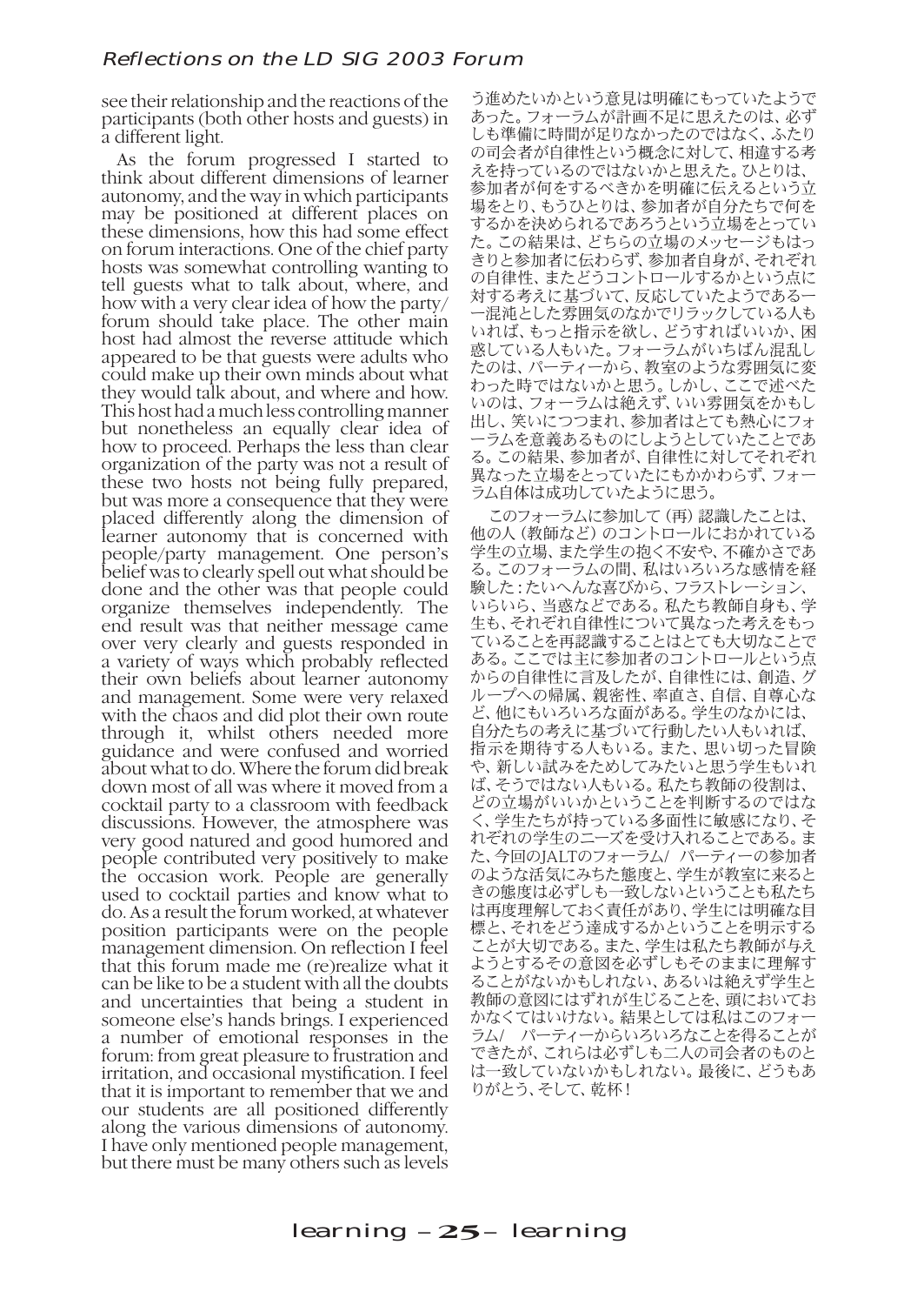see their relationship and the reactions of the participants (both other hosts and guests) in a different light.

As the forum progressed I started to think about different dimensions of learner autonomy, and the way in which participants may be positioned at different places on these dimensions, how this had some effect on forum interactions. One of the chief party hosts was somewhat controlling wanting to tell guests what to talk about, where, and how with a very clear idea of how the party/ forum should take place. The other main host had almost the reverse attitude which appeared to be that guests were adults who could make up their own minds about what they would talk about, and where and how. This host had a much less controlling manner but nonetheless an equally clear idea of how to proceed. Perhaps the less than clear organization of the party was not a result of these two hosts not being fully prepared, but was more a consequence that they were placed differently along the dimension of learner autonomy that is concerned with people/party management. One person's belief was to clearly spell out what should be done and the other was that people could organize themselves independently. The end result was that neither message came over very clearly and guests responded in a variety of ways which probably reflected their own beliefs about learner autonomy and management. Some were very relaxed with the chaos and did plot their own route through it, whilst others needed more guidance and were confused and worried about what to do. Where the forum did break down most of all was where it moved from a cocktail party to a classroom with feedback discussions. However, the atmosphere was very good natured and good humored and people contributed very positively to make the occasion work. People are generally used to cocktail parties and know what to do. As a result the forum worked, at whatever position participants were on the people management dimension. On reflection I feel that this forum made me (re)realize what it can be like to be a student with all the doubts and uncertainties that being a student in someone else's hands brings. I experienced a number of emotional responses in the forum: from great pleasure to frustration and irritation, and occasional mystification. I feel that it is important to remember that we and our students are all positioned differently along the various dimensions of autonomy. I have only mentioned people management, but there must be many others such as levels

う進めたいかという意見は明確にもっていたようであった。フォーラムが計画不足に思えたのは、必ずしも準備に時間が足りなかったのではなく、ふたりの司会者が自律性という概念に対して、相違する考えを持っているのではないかと思えた。ひとりは、参加者が何をするべきかを明確に伝えるという立場をとり、もうひとりは、参加者が自分たちで何をするかを決められるであろうという立場をとっていた。この結果は、どちらの立場のメッセージもはっきりと参加者に伝わらず、参加者自身が、それぞれの自律性、またどうコントロールするかという点に対する考えに基づいて、反応していたようである——混沌とした雰囲気のなかでリラックスしている人もいれば、もっと指示を欲し、どうすればいいか、困惑している人もいた。フォーラムがいちばん混乱したのは、パーティーから、教室のような雰囲気に変わった時ではないかと思う。しかし、ここで述べたいのは、フォーラムは絶えず、いい雰囲気をかもし出し、笑いにつつまれ、参加者はとても熱心にフォーラムを意義あるものにしようとしていたことである。この結果、参加者が、自律性に対してそれぞれ異なった立場をとっていたにもかかわらず、フォーラム自体は成功していたように思う。

このフォーラムに参加して（再）認識したことは、他の人（教師など）のコントロールにおかれている学生の立場、また学生の抱く不安や、不確かさである。このフォーラムの間、私はいろいろな感情を経験した：たいへんな喜びから、フラストレーション、いらいら、当惑などである。私たち教師自身も、学生も、それぞれ自律性について異なった考えをもっていることを再認識することはとても大切なことである。ここでは主に参加者のコントロールという点からの自律性に言及したが、自律性には、創造、グループへの帰属、親密性、率直さ、自信、自尊心など、他にもいろいろな面がある。学生のなかには、自分たちの考えに基づいて行動したい人もいれば、指示を期待する人もいる。また、思い切った冒険や、新しい試みをためしてみたいと思う学生もいれば、そうではない人もいる。私たち教師の役割は、どの立場がいいかということを判断するのではなく、学生たちが持っている多面性に敏感になり、それぞれの学生のニーズを受け入れることである。また、今回のJALTのフォーラム/ パーティーの参加者のような活気にみちた態度と、学生が教室に来るときの態度は必ずしも一致しないということも私たちは再度理解しておく責任があり、学生には明確な目標と、それをどう達成するかということを明示することが大切である。また、学生は私たち教師が与えようとするその意図を必ずしもそのままに理解することがないかもしれない、あるいは絶えず学生と教師の意図にはずれが生じることを、頭においておかなくてはいけない。結果としては私はこのフォーラム/ パーティーからいろいろなことを得ることができたが、これらは必ずしも二人の司会者のものとは一致していないかもしれない。最後に、どうもありがとう、そして、乾杯！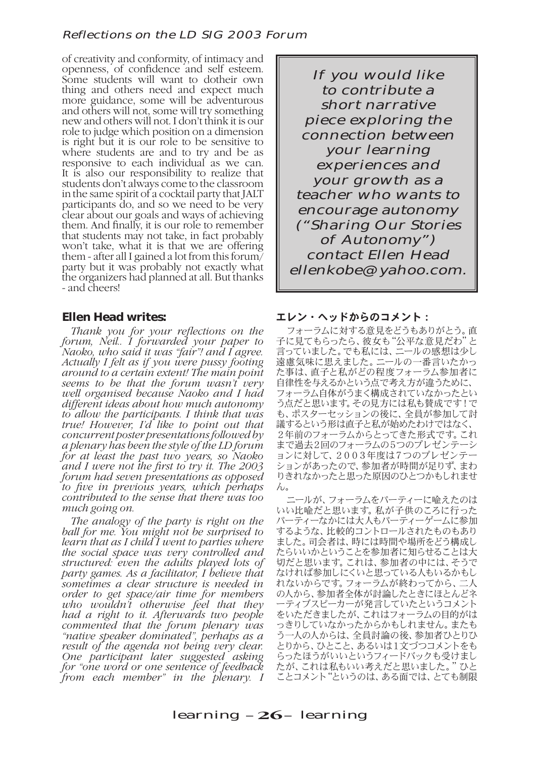of creativity and conformity, of intimacy and openness, of confidence and self esteem. Some students will want to dotheir own thing and others need and expect much more guidance, some will be adventurous and others will not, some will try something new and others will not. I don't think it is our role to judge which position on a dimension is right but it is our role to be sensitive to where students are and to try and be as responsive to each individual as we can. It is also our responsibility to realize that students don't always come to the classroom in the same spirit of a cocktail party that JALT participants do, and so we need to be very clear about our goals and ways of achieving them. And finally, it is our role to remember that students may not take, in fact probably won't take, what it is that we are offering them - after all I gained a lot from this forum/party but it was probably not exactly what the organizers had planned at all. But thanks - and cheers!

> *If you would like to contribute a short narrative piece exploring the connection between your learning experiences and your growth as a teacher who wants to encourage autonomy ("Sharing Our Stories of Autonomy") contact Ellen Head ellenkobe@yahoo.com.*

### Ellen Head writes:

*Thank you for your reflections on the forum, Neil.. I forwarded your paper to Naoko, who said it was "fair"! and I agree. Actually I felt as if you were pussy footing around to a certain extent! The main point seems to be that the forum wasn't very well organised because Naoko and I had different ideas about how much autonomy to allow the participants. I think that was true! However, I'd like to point out that concurrent poster presentations followed by a plenary has been the style of the LD forum for at least the past two years, so Naoko and I were not the first to try it. The 2003 forum had seven presentations as opposed to five in previous years, which perhaps contributed to the sense that there was too much going on.*

*The analogy of the party is right on the ball for me. You might not be surprised to learn that as I child I went to parties where the social space was very controlled and structured: even the adults played lots of party games. As a facilitator, I believe that sometimes a clear structure is needed in order to get space/air time for members who wouldn't otherwise feel that they had a right to it. Afterwards two people commented that the forum plenary was "native speaker dominated", perhaps as a result of the agenda not being very clear. One participant later suggested asking for "one word or one sentence of feedback from each member" in the plenary. I*

### エレン・ヘッドからのコメント：

フォーラムに対する意見をどうもありがとう。直子に見てもらったら、彼女も"公平な意見だわ"と言っていました。でも私には、ニールの感想は少し遠慮気味に思えました。ニールの一番言いたかった事は、直子と私がどの程度フォーラム参加者に自律性を与えるかという点で考え方が違うために、フォーラム自体がうまく構成されていなかったという点だと思います。その見方には私も賛成です！でも、ポスターセッションの後に、全員が参加して討議するという形は直子と私が始めたわけではなく、２年前のフォーラムからとってきた形式です。これまで過去2回のフォーラムの5つのプレゼンテーションに対して、２００３年度は7つのプレゼンテーションがあったので、参加者が時間が足りず、まわりきれなかったと思った原因のひとつかもしれません。

ニールが、フォーラムをパーティーに喩えたのはいい比喩だと思います。私が子供のころに行ったパーティーなかには大人もパーティーゲームに参加するような、比較的コントロールされたものもありました。司会者は、時には時間や場所をどう構成したらいいかということを参加者に知らせることは大切だと思います。これは、参加者の中には、そうでなければ参加しにくいと思っている人もいるかもしれないからです。フォーラムが終わってから、二人の人から、参加者全体が討論したときにほとんどネーティブスピーカーが発言していたというコメントをいただきましたが、これはフォーラムの目的がはっきりしていなかったからかもしれません。またもう一人の人からは、全員討論の後、参加者ひとりひとりから、ひとこと、あるいは1文づつコメントをもらったほうがいいというフィードバックも受けましたが、これは私もいい考えだと思いました。" ひとことコメント"というのは、ある面では、とても制限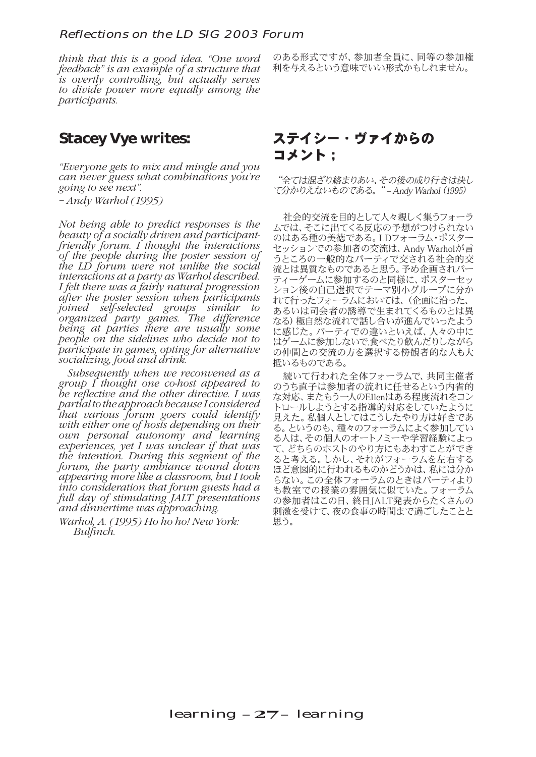*think that this is a good idea. "One word feedback" is an example of a structure that is overtly controlling, but actually serves to divide power more equally among the participants.*

のある形式ですが、参加者全員に、同等の参加権利を与えるという意味でいい形式かもしれません。

## Stacey Vye writes:

*"Everyone gets to mix and mingle and you can never guess what combinations you're going to see next".*

*– Andy Warhol (1995)*

*Not being able to predict responses is the beauty of a socially driven and participant-friendly forum. I thought the interactions of the people during the poster session of the LD forum were not unlike the social interactions at a party as Warhol described. I felt there was a fairly natural progression after the poster session when participants joined self-selected groups similar to organized party games. The difference being at parties there are usually some people on the sidelines who decide not to participate in games, opting for alternative socializing, food and drink.*

*Subsequently when we reconvened as a group I thought one co-host appeared to be reflective and the other directive. I was partial to the approach because I considered that various forum goers could identify with either one of hosts depending on their own personal autonomy and learning experiences, yet I was unclear if that was the intention. During this segment of the forum, the party ambiance wound down appearing more like a classroom, but I took into consideration that forum guests had a full day of stimulating JALT presentations and dinnertime was approaching.*

*Warhol, A. (1995) Ho ho ho! New York: Bulfinch.*

## ステイシー・ヴァイからのコメント；

*"全ては混ざり絡まりあい、その後の成り行きは決して分かりえないものである。" – Andy Warhol (1995)*

社会的交流を目的として人々親しく集うフォーラムでは、そこに出てくる反応の予想がつけられないのはある種の美徳である。LDフォーラム・ポスターセッションでの参加者の交流は、Andy Warholが言うところの一般的なパーティで交される社会的交流とは異質なものであると思う。予め企画されパーティーゲームに参加するのと同様に、ポスターセッション後の自己選択でテーマ別小グループに分かれて行ったフォーラムにおいては、(企画に沿った、あるいは司会者の誘導で生まれてくるものとは異なる）極自然な流れで話し合いが進んでいったように感じた。パーティでの違いといえば、人々の中にはゲームに参加しないで,食べたり飲んだりしながらの仲間との交流の方を選択する傍観者的な人も大抵いるものである。

続いて行われた全体フォーラムで、共同主催者のうち直子は参加者の流れに任せるという内省的な対応、またもう一人のEllenはある程度流れをコントロールしようとする指導的対応をしていたように見えた。私個人としてはこうしたやり方は好きである。というのも、種々のフォーラムによく参加している人は、その個人のオートノミーや学習経験によって、どちらのホストのやり方にもあわすことができると考える。しかし、それがフォーラムを左右するほど意図的に行われるものかどうかは、私には分からない。この全体フォーラムのときはパーティよりも教室での授業の雰囲気に似ていた。フォーラムの参加者はこの日、終日JALT発表からたくさんの刺激を受けて、夜の食事の時間まで過ごしたことと思う。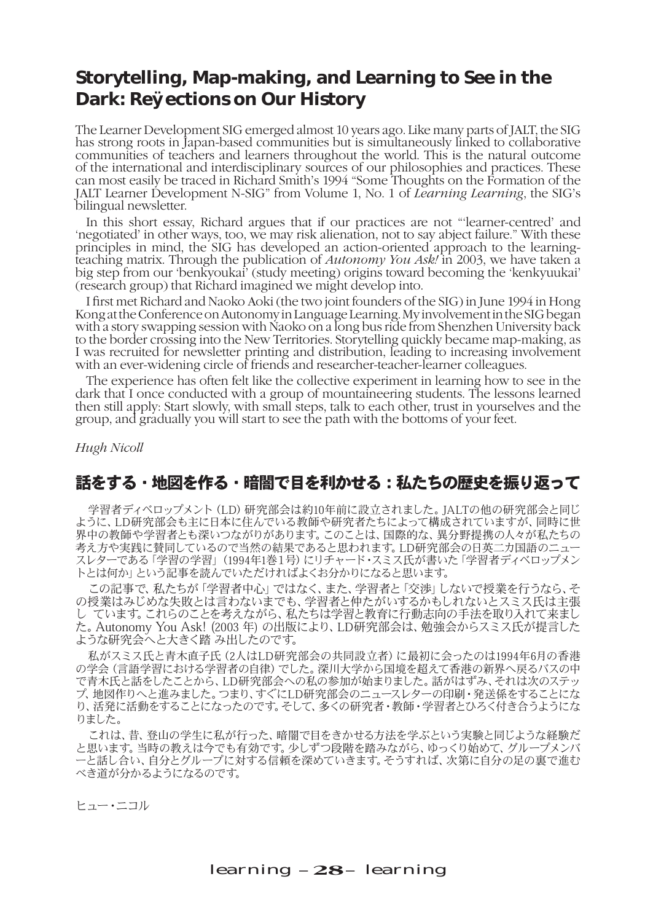## Storytelling, Map-making, and Learning to See in the Dark: Reÿections on Our History

The Learner Development SIG emerged almost 10 years ago. Like many parts of JALT, the SIG has strong roots in Japan-based communities but is simultaneously linked to collaborative communities of teachers and learners throughout the world. This is the natural outcome of the international and interdisciplinary sources of our philosophies and practices. These can most easily be traced in Richard Smith's 1994 "Some Thoughts on the Formation of the JALT Learner Development N-SIG" from Volume 1, No. 1 of *Learning Learning*, the SIG's bilingual newsletter.

In this short essay, Richard argues that if our practices are not "'learner-centred' and 'negotiated' in other ways, too, we may risk alienation, not to say abject failure." With these principles in mind, the SIG has developed an action-oriented approach to the learning-teaching matrix. Through the publication of *Autonomy You Ask!* in 2003, we have taken a big step from our 'benkyoukai' (study meeting) origins toward becoming the 'kenkyuukai' (research group) that Richard imagined we might develop into.

I first met Richard and Naoko Aoki (the two joint founders of the SIG) in June 1994 in Hong Kong at the Conference on Autonomy in Language Learning. My involvement in the SIG began with a story swapping session with Naoko on a long bus ride from Shenzhen University back to the border crossing into the New Territories. Storytelling quickly became map-making, as I was recruited for newsletter printing and distribution, leading to increasing involvement with an ever-widening circle of friends and researcher-teacher-learner colleagues.

The experience has often felt like the collective experiment in learning how to see in the dark that I once conducted with a group of mountaineering students. The lessons learned then still apply: Start slowly, with small steps, talk to each other, trust in yourselves and the group, and gradually you will start to see the path with the bottoms of your feet.

*Hugh Nicoll*

## 話をする・地図を作る・暗闇で目を利かせる：私たちの歴史を振り返って

学習者ディベロップメント（LD）研究部会は約10年前に設立されました。JALTの他の研究部会と同じように、LD研究部会も主に日本に住んでいる教師や研究者たちによって構成されていますが、同時に世界中の教師や学習者とも深いつながりがあります。このことは、国際的な、異分野提携の人々が私たちの考え方や実践に賛同しているので当然の結果であると思われます。LD研究部会の日英二カ国語のニュースレターである「学習の学習」（1994年1巻1号）にリチャード・スミス氏が書いた「学習者ディベロップメントとは何か」という記事を読んでいただければよくお分かりになると思います。

この記事で、私たちが「学習者中心」ではなく、また、学習者と「交渉」しないで授業を行うなら、その授業はみじめな失敗とは言わないまでも、学習者と仲たがいするかもしれないとスミス氏は主張し ています。これらのことを考えながら、私たちは学習と教育に行動志向の手法を取り入れて来ました。Autonomy You Ask! (2003 年) の出版により、LD研究部会は、勉強会からスミス氏が提言したような研究会へと大きく踏 み出したのです。

私がスミス氏と青木直子氏（2人はLD研究部会の共同設立者）に最初に会ったのは1994年6月の香港の学会（言語学習における学習者の自律）でした。深川大学から国境を超えて香港の新界へ戻るバスの中で青木氏と話をしたことから、LD研究部会への私の参加が始まりました。話がはずみ、それは次のステップ、地図作りへと進みました。つまり、すぐにLD研究部会のニュースレターの印刷・発送係をすることになり、活発に活動をすることになったのです。そして、多くの研究者・教師・学習者とひろく付き合うようになりました。

これは、昔、登山の学生に私が行った、暗闇で目をきかせる方法を学ぶという実験と同じような経験だと思います。当時の教えは今でも有効です。少しずつ段階を踏みながら、ゆっくり始めて、グループメンバーと話し合い、自分とグループに対する信頼を深めていきます。そうすれば、次第に自分の足の裏で進むべき道が分かるようになるのです。

ヒュー・ニコル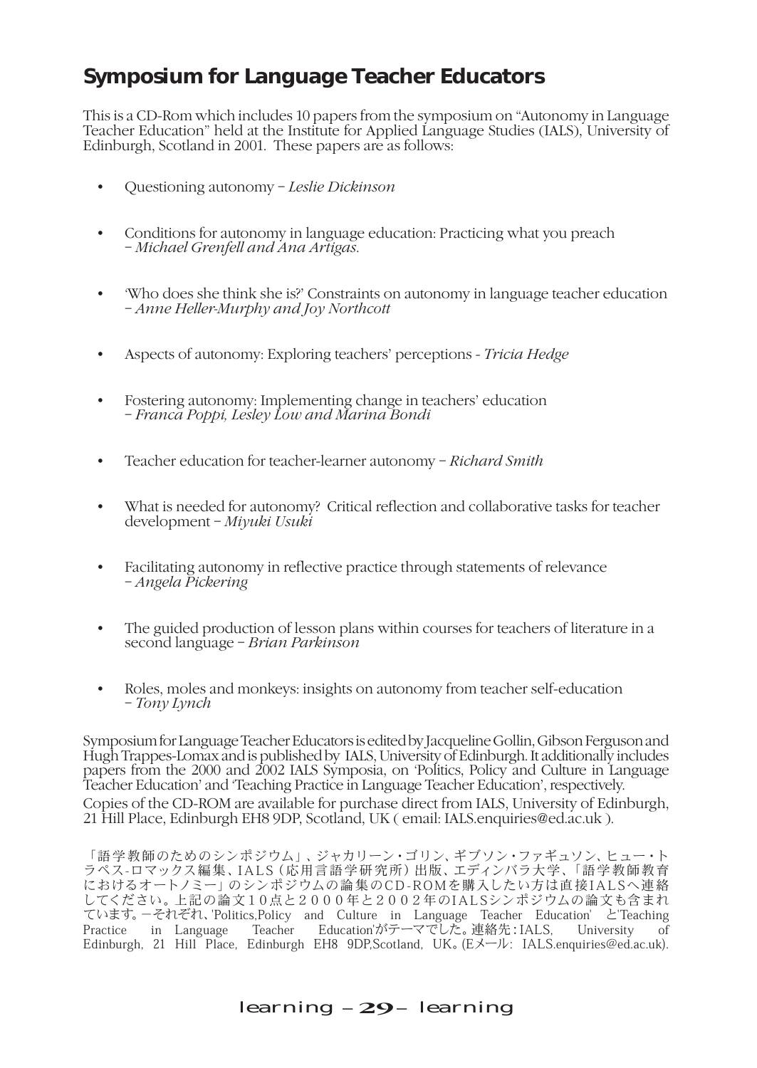## Symposium for Language Teacher Educators

This is a CD-Rom which includes 10 papers from the symposium on "Autonomy in Language Teacher Education" held at the Institute for Applied Language Studies (IALS), University of Edinburgh, Scotland in 2001. These papers are as follows:

- Questioning autonomy – *Leslie Dickinson*
- Conditions for autonomy in language education: Practicing what you preach – *Michael Grenfell and Ana Artigas.*
- 'Who does she think she is?' Constraints on autonomy in language teacher education – *Anne Heller-Murphy and Joy Northcott*
- Aspects of autonomy: Exploring teachers' perceptions - *Tricia Hedge*
- Fostering autonomy: Implementing change in teachers' education – *Franca Poppi, Lesley Low and Marina Bondi*
- Teacher education for teacher-learner autonomy – *Richard Smith*
- What is needed for autonomy? Critical reflection and collaborative tasks for teacher development – *Miyuki Usuki*
- Facilitating autonomy in reflective practice through statements of relevance – *Angela Pickering*
- The guided production of lesson plans within courses for teachers of literature in a second language – *Brian Parkinson*
- Roles, moles and monkeys: insights on autonomy from teacher self-education – *Tony Lynch*

Symposium for Language Teacher Educators is edited by Jacqueline Gollin, Gibson Ferguson and Hugh Trappes-Lomax and is published by IALS, University of Edinburgh. It additionally includes papers from the 2000 and 2002 IALS Symposia, on 'Politics, Policy and Culture in Language Teacher Education' and 'Teaching Practice in Language Teacher Education', respectively.
Copies of the CD-ROM are available for purchase direct from IALS, University of Edinburgh, 21 Hill Place, Edinburgh EH8 9DP, Scotland, UK ( email: IALS.enquiries@ed.ac.uk ).

「語学教師のためのシンポジウム」、ジャカリーン・ゴリン、ギブソン・ファギュソン、ヒュー・トラペス-ロマックス編集、IALS（応用言語学研究所）出版、エディンバラ大学、「語学教師教育におけるオートノミー」のシンポジウムの論集のCD-ROMを購入したい方は直接IALSへ連絡してください。上記の論文１０点と２０００年と２００２年のIALSシンポジウムの論文も含まれています。－それぞれ、'Politics,Policy and Culture in Language Teacher Education' と'Teaching Practice in Language Teacher Education'がテーマでした。連絡先：IALS, University of Edinburgh, 21 Hill Place, Edinburgh EH8 9DP,Scotland, UK。(Eメール: IALS.enquiries@ed.ac.uk).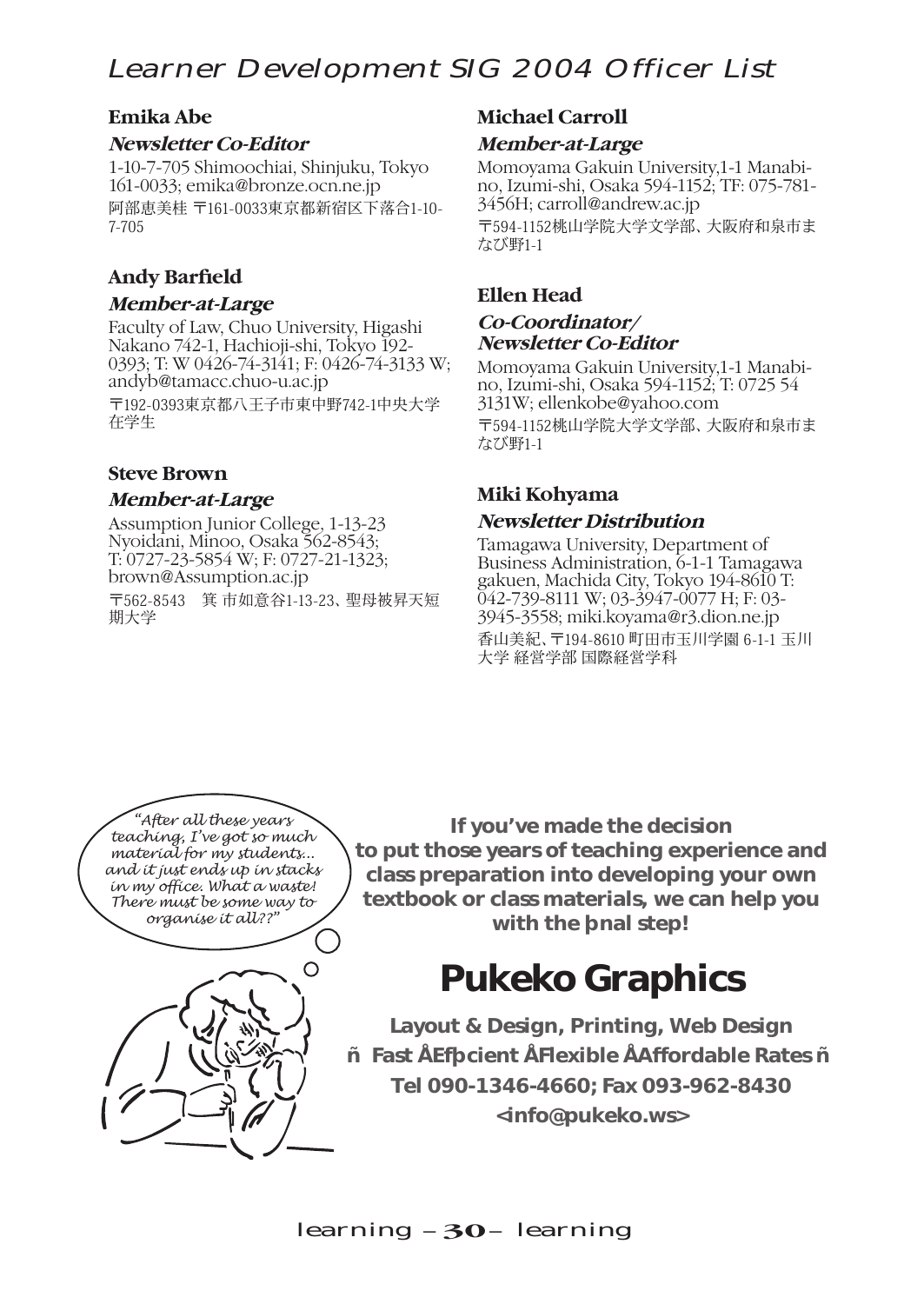# Learner Development SIG 2004 Officer List

**Emika Abe**

***Newsletter Co-Editor***

1-10-7-705 Shimoochiai, Shinjuku, Tokyo 161-0033; emika@bronze.ocn.ne.jp

阿部恵美桂 〒161-0033東京都新宿区下落合1-10-7-705

**Andy Barfield**

***Member-at-Large***

Faculty of Law, Chuo University, Higashi Nakano 742-1, Hachioji-shi, Tokyo 192-0393; T: W 0426-74-3141; F: 0426-74-3133 W; andyb@tamacc.chuo-u.ac.jp

〒192-0393東京都八王子市東中野742-1中央大学在学生

**Steve Brown**

***Member-at-Large***

Assumption Junior College, 1-13-23 Nyoidani, Minoo, Osaka 562-8543; T: 0727-23-5854 W; F: 0727-21-1323; brown@Assumption.ac.jp

〒562-8543　箕 市如意谷1-13-23、聖母被昇天短期大学

**Michael Carroll**

***Member-at-Large***

Momoyama Gakuin University,1-1 Manabino, Izumi-shi, Osaka 594-1152; TF: 075-781-3456H; carroll@andrew.ac.jp

〒594-1152桃山学院大学文学部、大阪府和泉市まなび野1-1

**Ellen Head**

***Co-Coordinator/ Newsletter Co-Editor***

Momoyama Gakuin University,1-1 Manabino, Izumi-shi, Osaka 594-1152; T: 0725 54 3131W; ellenkobe@yahoo.com

〒594-1152桃山学院大学文学部、大阪府和泉市まなび野1-1

**Miki Kohyama**

***Newsletter Distribution***

Tamagawa University, Department of Business Administration, 6-1-1 Tamagawa gakuen, Machida City, Tokyo 194-8610 T: 042-739-8111 W; 03-3947-0077 H; F: 03-3945-3558; miki.koyama@r3.dion.ne.jp

香山美紀､〒194-8610 町田市玉川学園 6-1-1 玉川大学 経営学部 国際経営学科

"After all these years teaching, I've got so much material for my students... and it just ends up in stacks in my office. What a waste! There must be some way to organise it all??"

**If you've made the decision to put those years of teaching experience and class preparation into developing your own textbook or class materials, we can help you with the þnal step!**

## Pukeko Graphics

**Layout & Design, Printing, Web Design**

**ñ Fast ÅEfþcient ÅFlexible ÅAffordable Rates ñ**

**Tel 090-1346-4660; Fax 093-962-8430**

**<info@pukeko.ws>**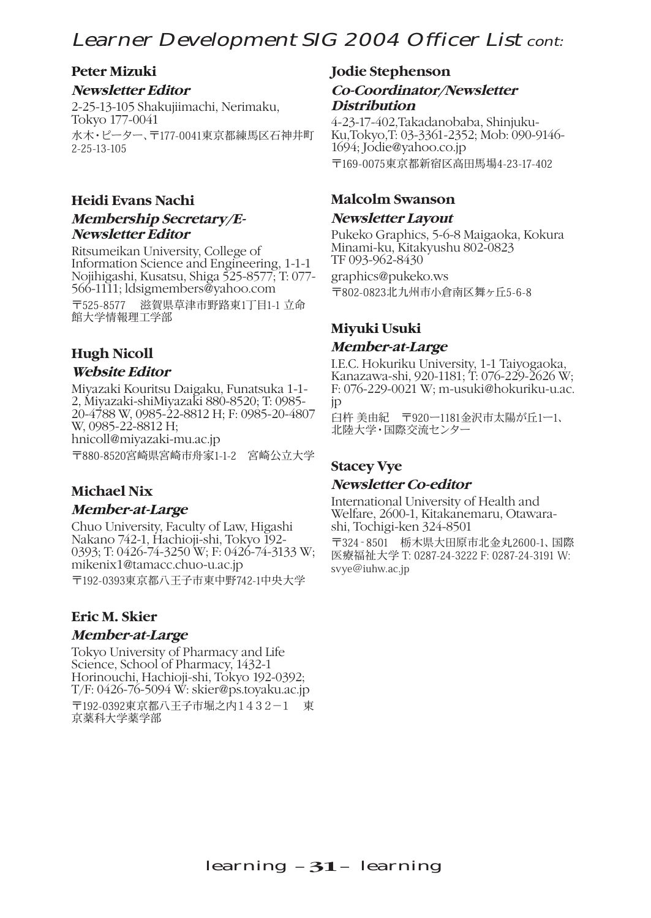# Learner Development SIG 2004 Officer List *cont:*

**Peter Mizuki**

***Newsletter Editor***

2-25-13-105 Shakujiimachi, Nerimaku, Tokyo 177-0041

水木・ピーター、〒177-0041東京都練馬区石神井町2-25-13-105

**Heidi Evans Nachi**

***Membership Secretary/E-Newsletter Editor***

Ritsumeikan University, College of Information Science and Engineering, 1-1-1 Nojihigashi, Kusatsu, Shiga 525-8577; T: 077-566-1111; ldsigmembers@yahoo.com

〒525-8577　滋賀県草津市野路東1丁目1-1 立命館大学情報理工学部

**Hugh Nicoll**

***Website Editor***

Miyazaki Kouritsu Daigaku, Funatsuka 1-1-2, Miyazaki-shiMiyazaki 880-8520; T: 0985-20-4788 W, 0985-22-8812 H; F: 0985-20-4807 W, 0985-22-8812 H; hnicoll@miyazaki-mu.ac.jp

〒880-8520宮崎県宮崎市舟家1-1-2　宮崎公立大学

**Michael Nix**

***Member-at-Large***

Chuo University, Faculty of Law, Higashi Nakano 742-1, Hachioji-shi, Tokyo 192-0393; T: 0426-74-3250 W; F: 0426-74-3133 W; mikenix1@tamacc.chuo-u.ac.jp

〒192-0393東京都八王子市東中野742-1中央大学

**Eric M. Skier**

***Member-at-Large***

Tokyo University of Pharmacy and Life Science, School of Pharmacy, 1432-1 Horinouchi, Hachioji-shi, Tokyo 192-0392; T/F: 0426-76-5094 W: skier@ps.toyaku.ac.jp

〒192-0392東京都八王子市堀之内１４３２－１　東京薬科大学薬学部

**Jodie Stephenson**

***Co-Coordinator/Newsletter Distribution***

4-23-17-402,Takadanobaba, Shinjuku-Ku,Tokyo,T: 03-3361-2352; Mob: 090-9146-1694; Jodie@yahoo.co.jp

〒169-0075東京都新宿区高田馬場4-23-17-402

**Malcolm Swanson**

***Newsletter Layout***

Pukeko Graphics, 5-6-8 Maigaoka, Kokura Minami-ku, Kitakyushu 802-0823 TF 093-962-8430

graphics@pukeko.ws

〒802-0823北九州市小倉南区舞ヶ丘5-6-8

**Miyuki Usuki**

***Member-at-Large***

I.E.C. Hokuriku University, 1-1 Taiyogaoka, Kanazawa-shi, 920-1181; T: 076-229-2626 W; F: 076-229-0021 W; m-usuki@hokuriku-u.ac.jp

臼杵 美由紀　〒920ー1181金沢市太陽が丘1ー1、北陸大学・国際交流センター

**Stacey Vye**

***Newsletter Co-editor***

International University of Health and Welfare, 2600-1, Kitakanemaru, Otawara-shi, Tochigi-ken 324-8501

〒324‐8501　栃木県大田原市北金丸2600-1、国際医療福祉大学 T: 0287-24-3222 F: 0287-24-3191 W: svye@iuhw.ac.jp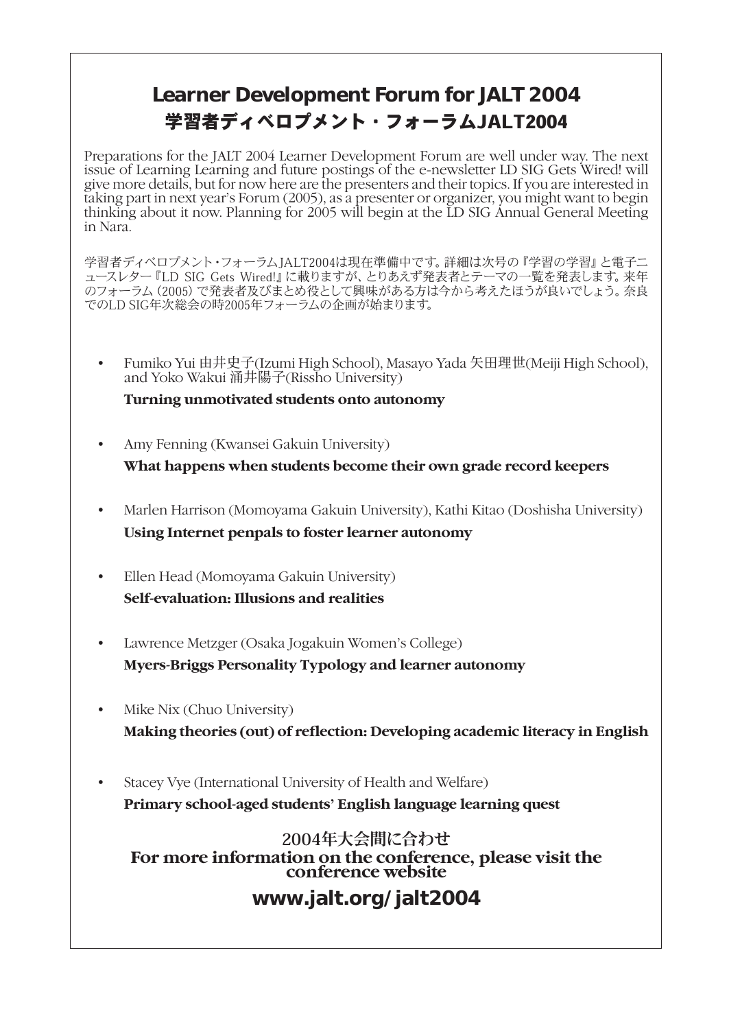# Learner Development Forum for JALT 2004
# 学習者ディベロプメント・フォーラムJALT2004

Preparations for the JALT 2004 Learner Development Forum are well under way. The next issue of Learning Learning and future postings of the e-newsletter LD SIG Gets Wired! will give more details, but for now here are the presenters and their topics. If you are interested in taking part in next year's Forum (2005), as a presenter or organizer, you might want to begin thinking about it now. Planning for 2005 will begin at the LD SIG Annual General Meeting in Nara.

学習者ディベロプメント・フォーラムJALT2004は現在準備中です。詳細は次号の『学習の学習』と電子ニュースレター『LD SIG Gets Wired!』に載りますが、とりあえず発表者とテーマの一覧を発表します。来年のフォーラム（2005）で発表者及びまとめ役として興味がある方は今から考えたほうが良いでしょう。奈良でのLD SIG年次総会の時2005年フォーラムの企画が始まります。

- Fumiko Yui 由井史子(Izumi High School), Masayo Yada 矢田理世(Meiji High School), and Yoko Wakui 涌井陽子(Rissho University)
  **Turning unmotivated students onto autonomy**

- Amy Fenning (Kwansei Gakuin University)
  **What happens when students become their own grade record keepers**

- Marlen Harrison (Momoyama Gakuin University), Kathi Kitao (Doshisha University)
  **Using Internet penpals to foster learner autonomy**

- Ellen Head (Momoyama Gakuin University)
  **Self-evaluation: Illusions and realities**

- Lawrence Metzger (Osaka Jogakuin Women's College)
  **Myers-Briggs Personality Typology and learner autonomy**

- Mike Nix (Chuo University)
  **Making theories (out) of reflection: Developing academic literacy in English**

- Stacey Vye (International University of Health and Welfare)
  **Primary school-aged students' English language learning quest**

2004年大会間に合わせ

**For more information on the conference, please visit the conference website**

**www.jalt.org/jalt2004**